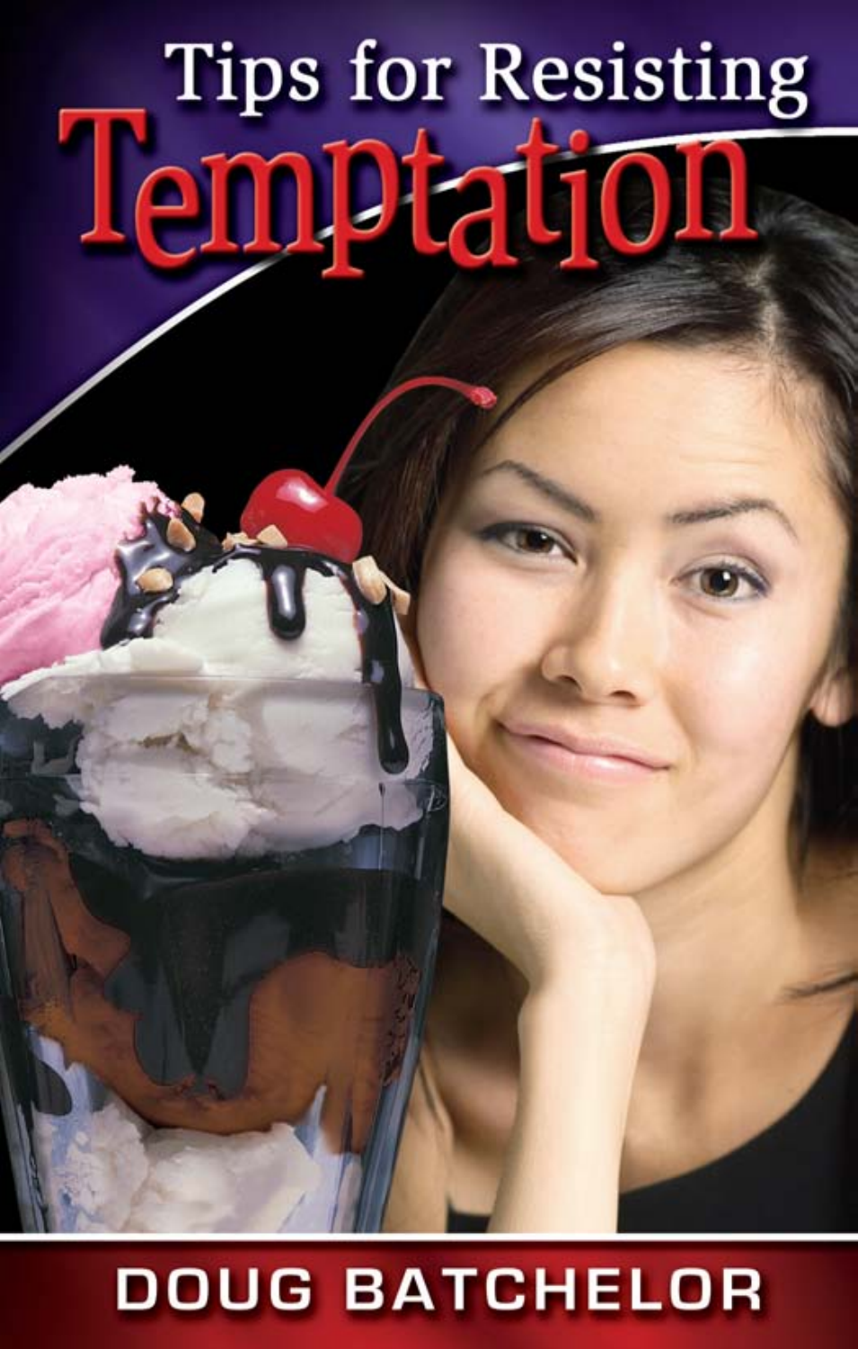# Tips for Resisting Temptation

DOUG BATCHELOR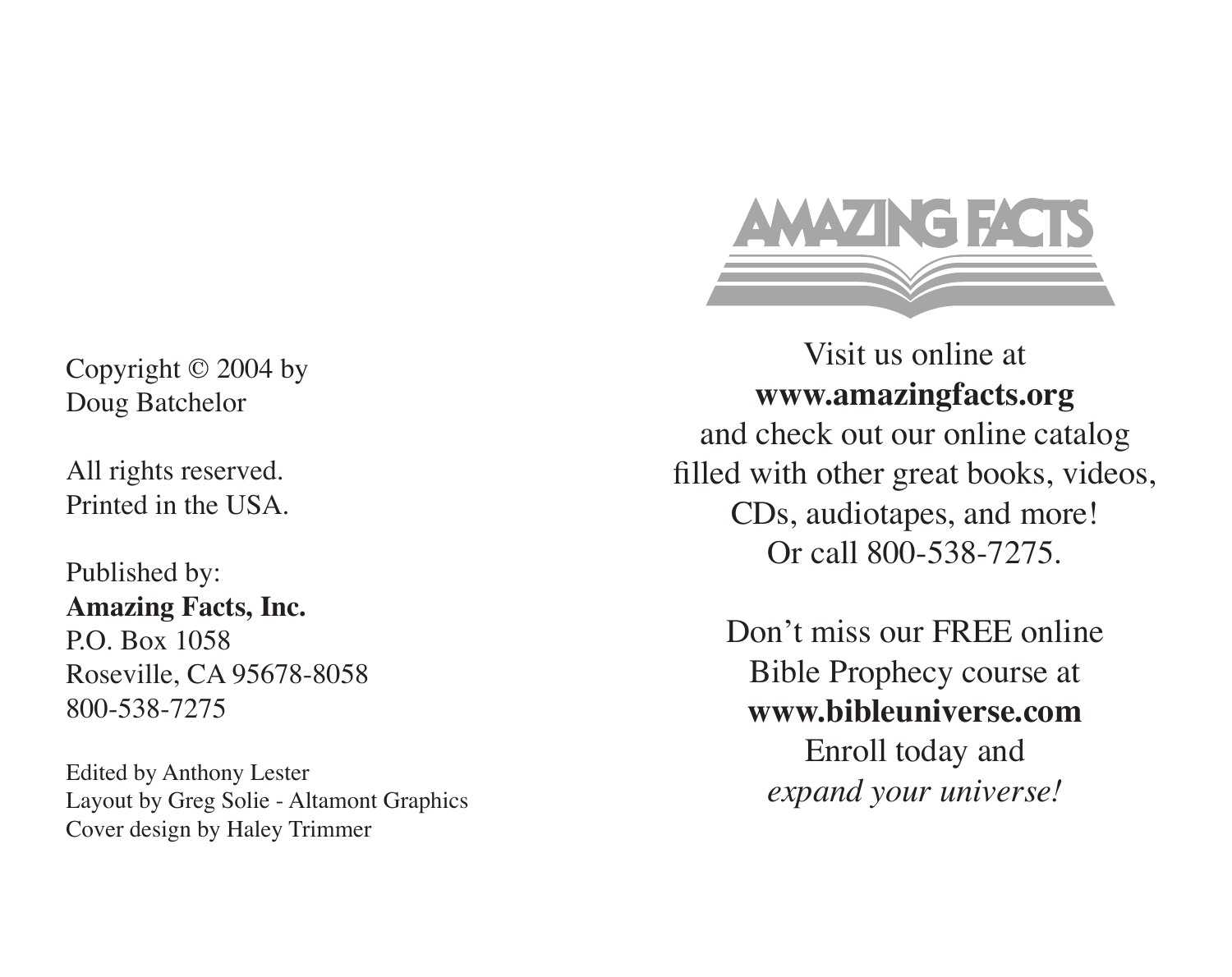Copyright © 2004 by
Doug Batchelor

All rights reserved.
Printed in the USA.

Published by:
**Amazing Facts, Inc.**
P.O. Box 1058
Roseville, CA 95678-8058
800-538-7275

Edited by Anthony Lester
Layout by Greg Solie - Altamont Graphics
Cover design by Haley Trimmer

AMAZING FACTS

Visit us online at
**www.amazingfacts.org**
and check out our online catalog
filled with other great books, videos,
CDs, audiotapes, and more!
Or call 800-538-7275.

Don't miss our FREE online
Bible Prophecy course at
**www.bibleuniverse.com**
Enroll today and
*expand your universe!*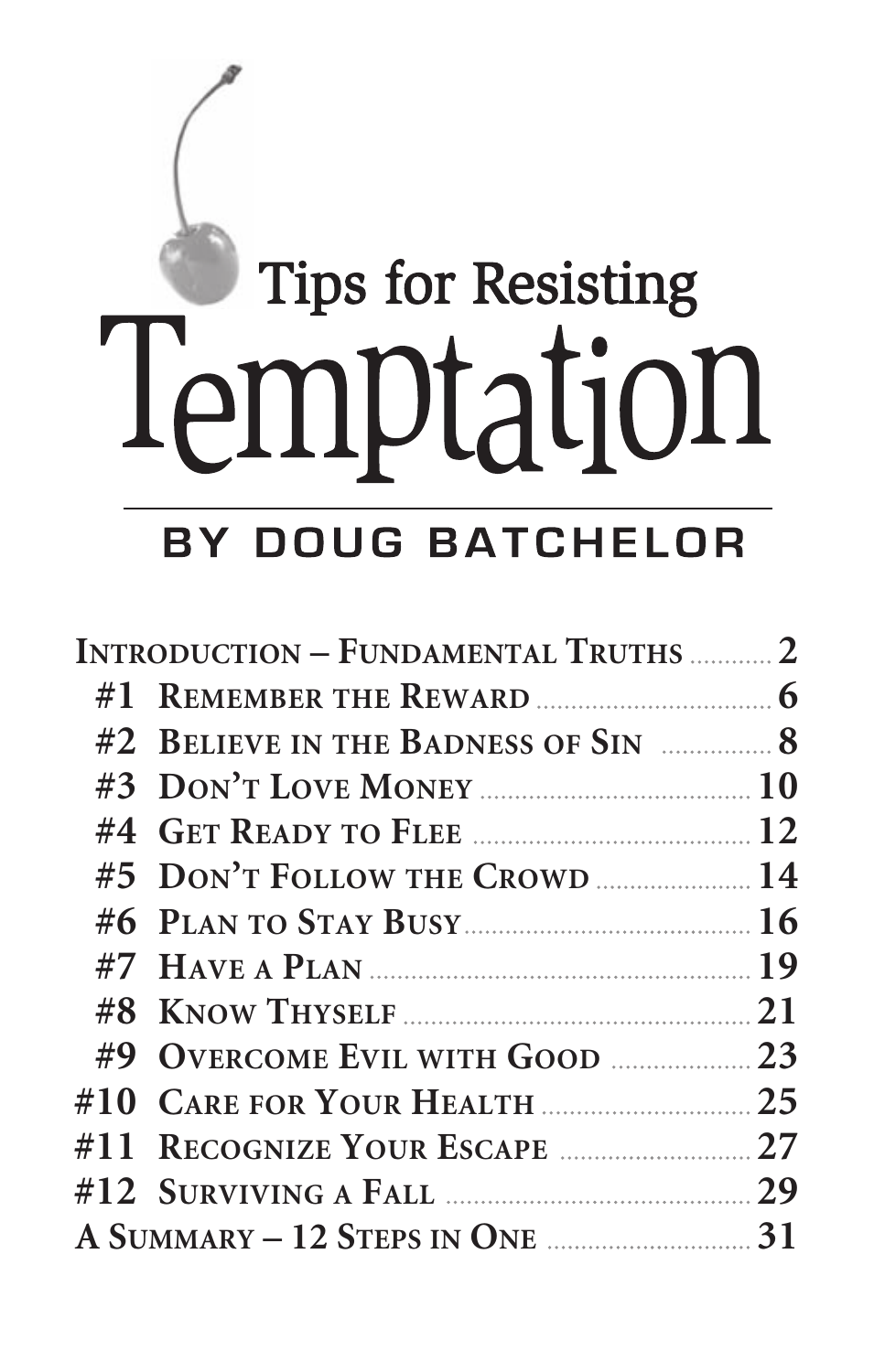# Tips for Resisting Temptation

## BY DOUG BATCHELOR

| | |
|---|---|
| Introduction – Fundamental Truths | 2 |
| #1 Remember the Reward | 6 |
| #2 Believe in the Badness of Sin | 8 |
| #3 Don't Love Money | 10 |
| #4 Get Ready to Flee | 12 |
| #5 Don't Follow the Crowd | 14 |
| #6 Plan to Stay Busy | 16 |
| #7 Have a Plan | 19 |
| #8 Know Thyself | 21 |
| #9 Overcome Evil with Good | 23 |
| #10 Care for Your Health | 25 |
| #11 Recognize Your Escape | 27 |
| #12 Surviving a Fall | 29 |
| A Summary – 12 Steps in One | 31 |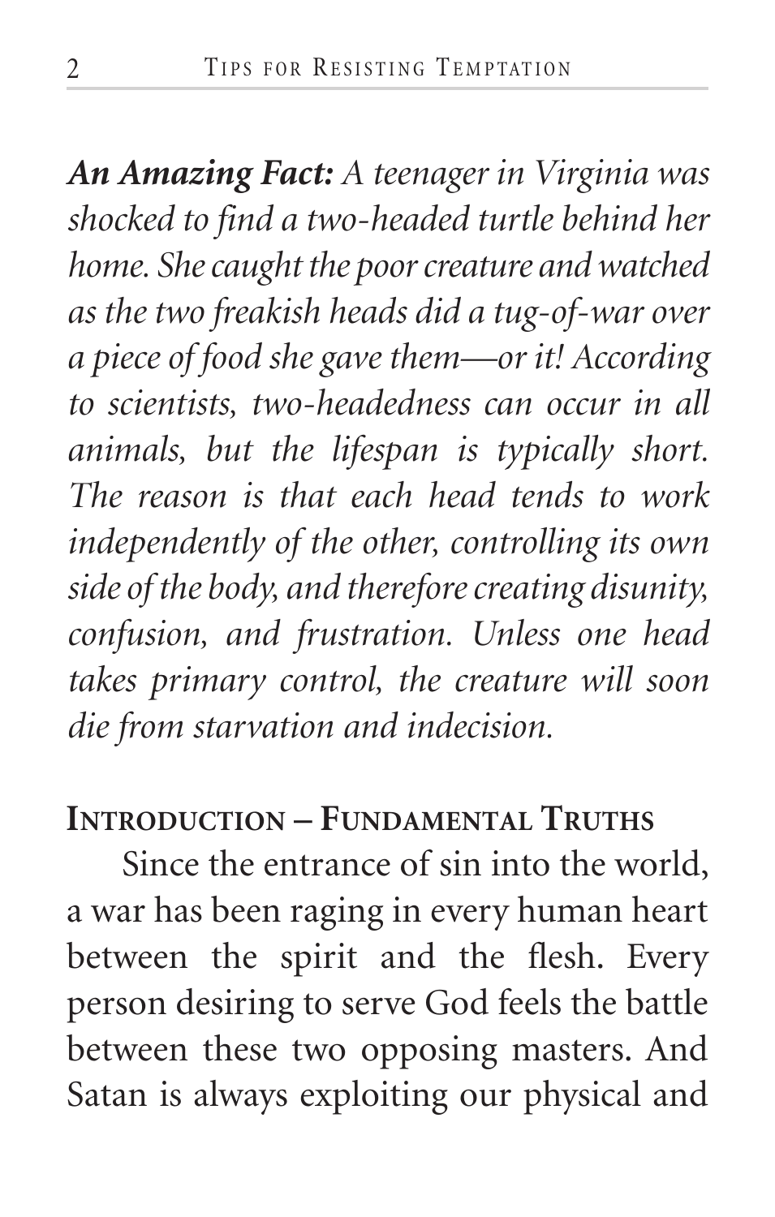***An Amazing Fact:*** *A teenager in Virginia was shocked to find a two-headed turtle behind her home. She caught the poor creature and watched as the two freakish heads did a tug-of-war over a piece of food she gave them—or it! According to scientists, two-headedness can occur in all animals, but the lifespan is typically short. The reason is that each head tends to work independently of the other, controlling its own side of the body, and therefore creating disunity, confusion, and frustration. Unless one head takes primary control, the creature will soon die from starvation and indecision.*

## Introduction – Fundamental Truths

Since the entrance of sin into the world, a war has been raging in every human heart between the spirit and the flesh. Every person desiring to serve God feels the battle between these two opposing masters. And Satan is always exploiting our physical and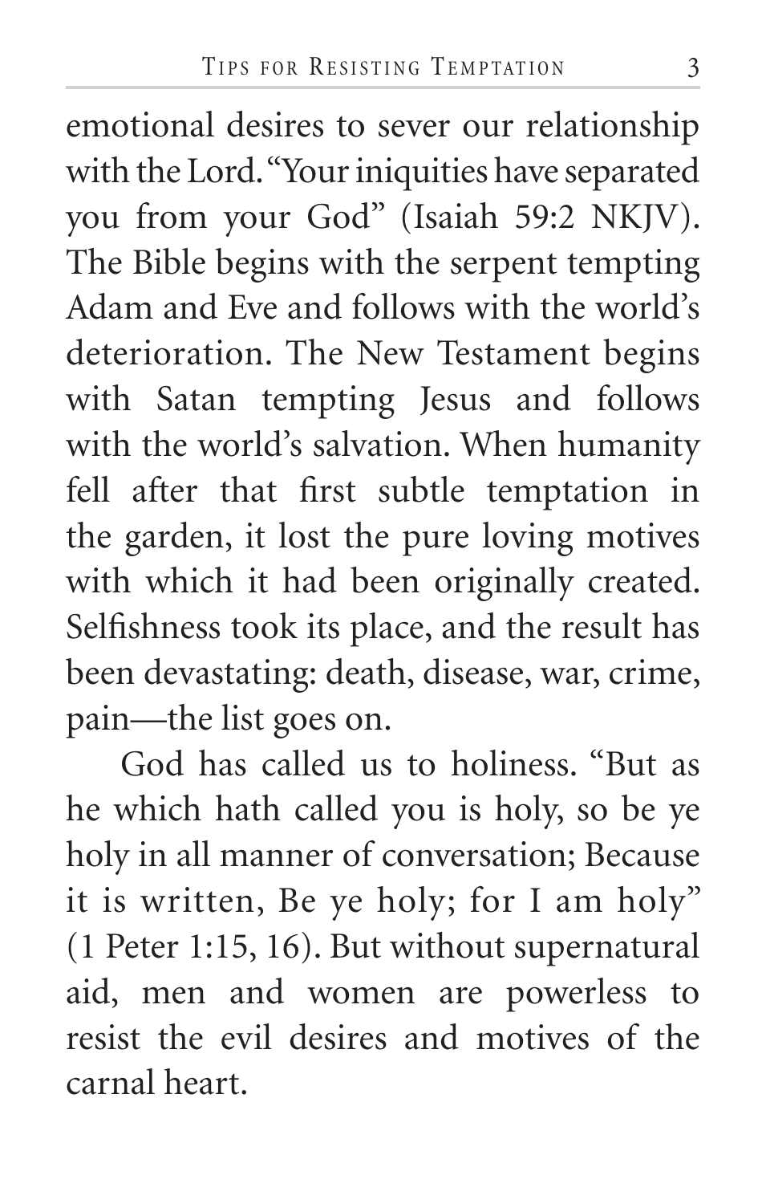emotional desires to sever our relationship with the Lord. "Your iniquities have separated you from your God" (Isaiah 59:2 NKJV). The Bible begins with the serpent tempting Adam and Eve and follows with the world's deterioration. The New Testament begins with Satan tempting Jesus and follows with the world's salvation. When humanity fell after that first subtle temptation in the garden, it lost the pure loving motives with which it had been originally created. Selfishness took its place, and the result has been devastating: death, disease, war, crime, pain—the list goes on.

God has called us to holiness. "But as he which hath called you is holy, so be ye holy in all manner of conversation; Because it is written, Be ye holy; for I am holy" (1 Peter 1:15, 16). But without supernatural aid, men and women are powerless to resist the evil desires and motives of the carnal heart.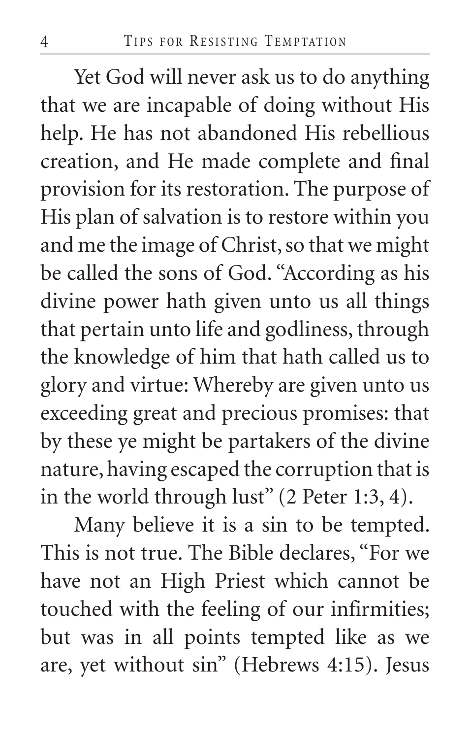Yet God will never ask us to do anything that we are incapable of doing without His help. He has not abandoned His rebellious creation, and He made complete and final provision for its restoration. The purpose of His plan of salvation is to restore within you and me the image of Christ, so that we might be called the sons of God. "According as his divine power hath given unto us all things that pertain unto life and godliness, through the knowledge of him that hath called us to glory and virtue: Whereby are given unto us exceeding great and precious promises: that by these ye might be partakers of the divine nature, having escaped the corruption that is in the world through lust" (2 Peter 1:3, 4).

Many believe it is a sin to be tempted. This is not true. The Bible declares, "For we have not an High Priest which cannot be touched with the feeling of our infirmities; but was in all points tempted like as we are, yet without sin" (Hebrews 4:15). Jesus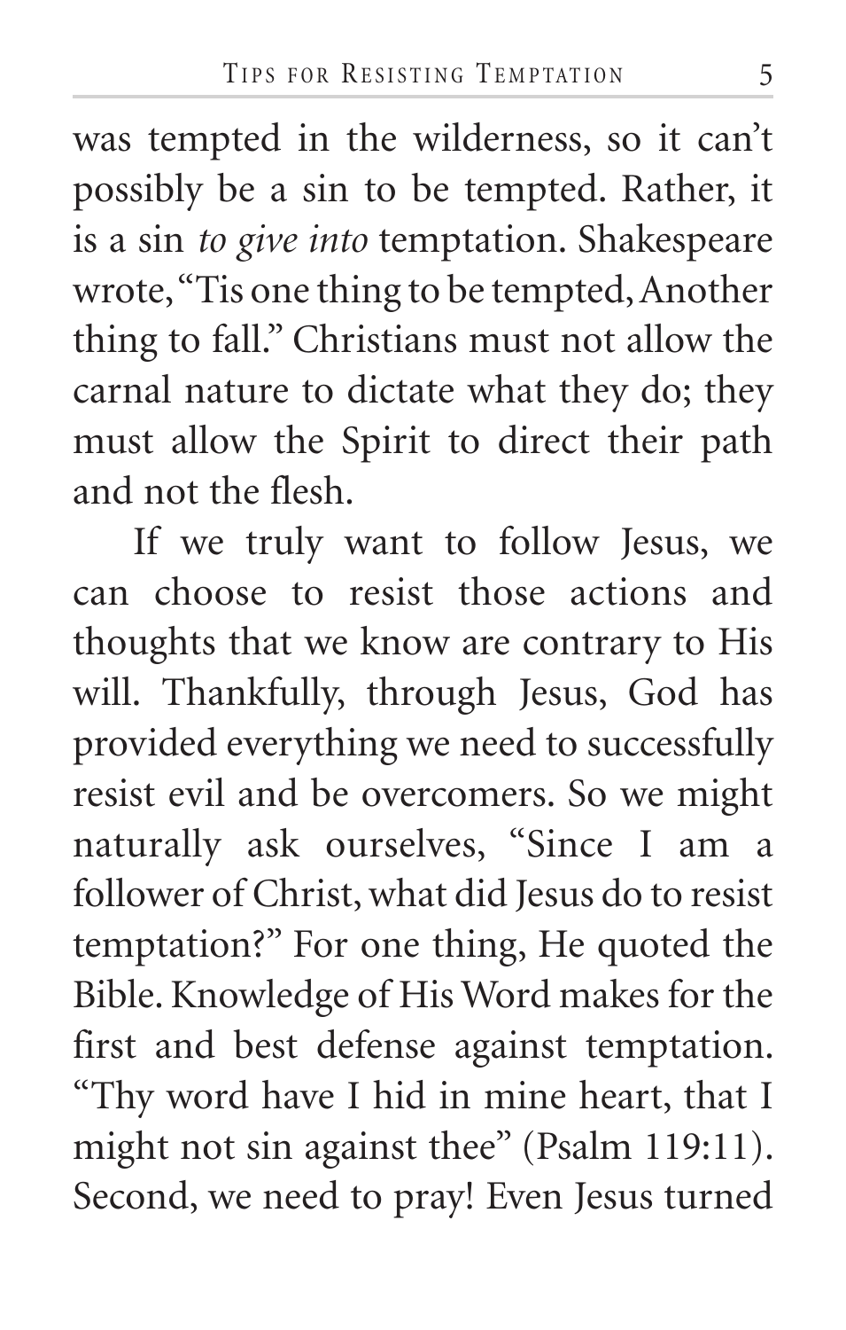was tempted in the wilderness, so it can't possibly be a sin to be tempted. Rather, it is a sin *to give into* temptation. Shakespeare wrote, "Tis one thing to be tempted, Another thing to fall." Christians must not allow the carnal nature to dictate what they do; they must allow the Spirit to direct their path and not the flesh.

If we truly want to follow Jesus, we can choose to resist those actions and thoughts that we know are contrary to His will. Thankfully, through Jesus, God has provided everything we need to successfully resist evil and be overcomers. So we might naturally ask ourselves, "Since I am a follower of Christ, what did Jesus do to resist temptation?" For one thing, He quoted the Bible. Knowledge of His Word makes for the first and best defense against temptation. "Thy word have I hid in mine heart, that I might not sin against thee" (Psalm 119:11). Second, we need to pray! Even Jesus turned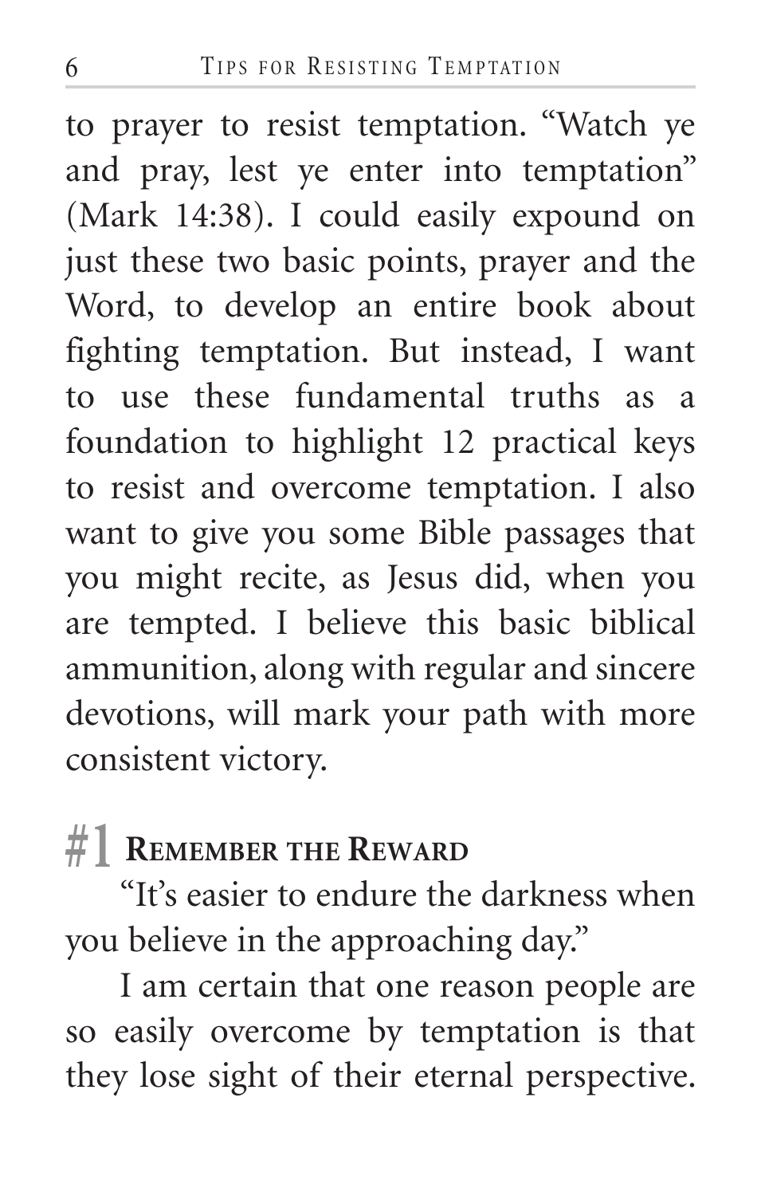to prayer to resist temptation. "Watch ye and pray, lest ye enter into temptation" (Mark 14:38). I could easily expound on just these two basic points, prayer and the Word, to develop an entire book about fighting temptation. But instead, I want to use these fundamental truths as a foundation to highlight 12 practical keys to resist and overcome temptation. I also want to give you some Bible passages that you might recite, as Jesus did, when you are tempted. I believe this basic biblical ammunition, along with regular and sincere devotions, will mark your path with more consistent victory.

## #1 Remember the Reward

"It's easier to endure the darkness when you believe in the approaching day."

I am certain that one reason people are so easily overcome by temptation is that they lose sight of their eternal perspective.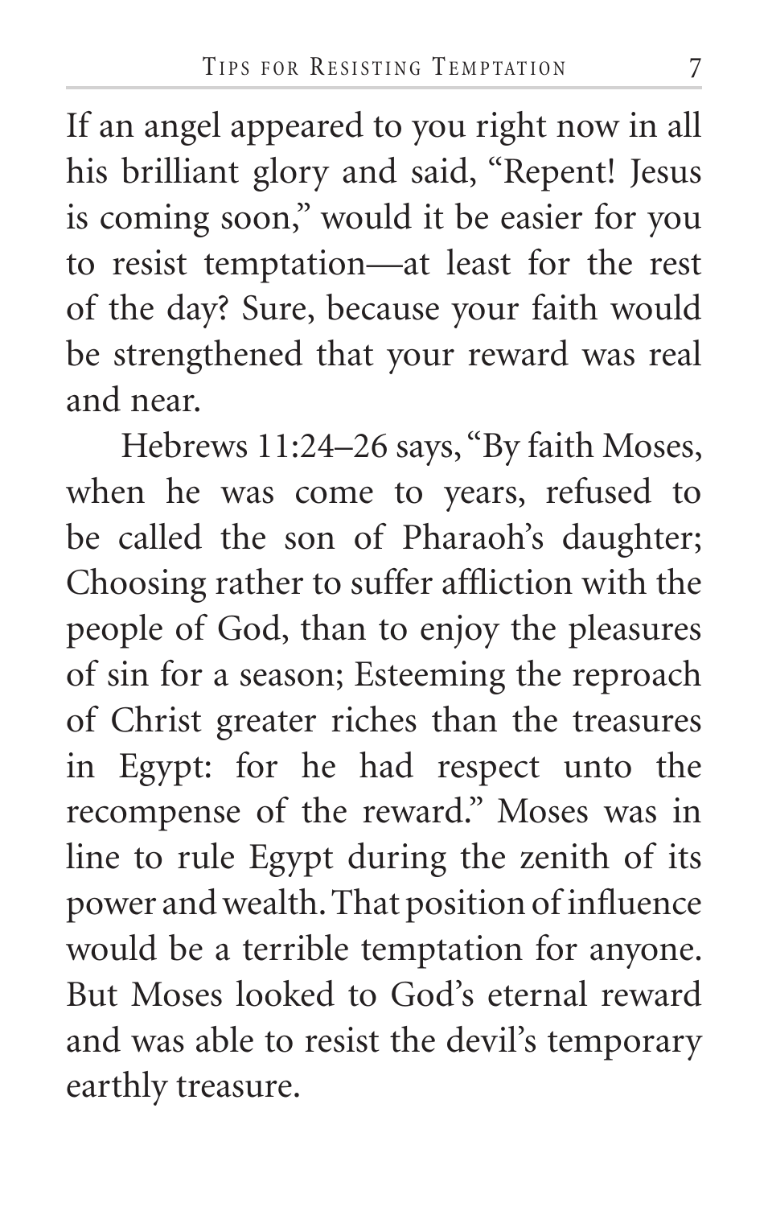If an angel appeared to you right now in all his brilliant glory and said, "Repent! Jesus is coming soon," would it be easier for you to resist temptation—at least for the rest of the day? Sure, because your faith would be strengthened that your reward was real and near.

Hebrews 11:24–26 says, "By faith Moses, when he was come to years, refused to be called the son of Pharaoh's daughter; Choosing rather to suffer affliction with the people of God, than to enjoy the pleasures of sin for a season; Esteeming the reproach of Christ greater riches than the treasures in Egypt: for he had respect unto the recompense of the reward." Moses was in line to rule Egypt during the zenith of its power and wealth. That position of influence would be a terrible temptation for anyone. But Moses looked to God's eternal reward and was able to resist the devil's temporary earthly treasure.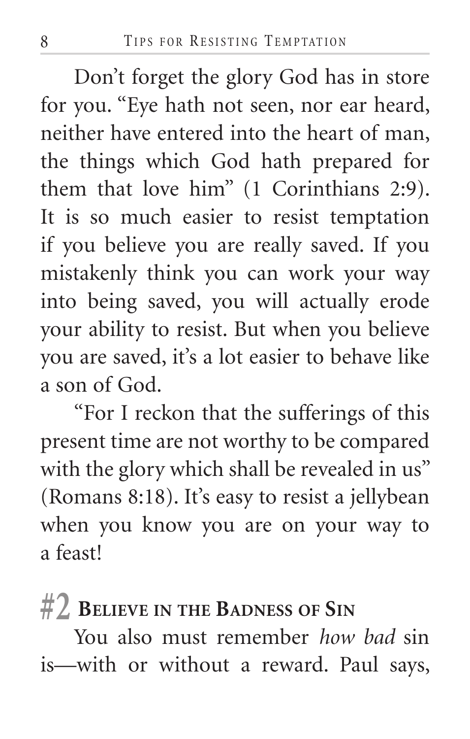Don't forget the glory God has in store for you. "Eye hath not seen, nor ear heard, neither have entered into the heart of man, the things which God hath prepared for them that love him" (1 Corinthians 2:9). It is so much easier to resist temptation if you believe you are really saved. If you mistakenly think you can work your way into being saved, you will actually erode your ability to resist. But when you believe you are saved, it's a lot easier to behave like a son of God.

"For I reckon that the sufferings of this present time are not worthy to be compared with the glory which shall be revealed in us" (Romans 8:18). It's easy to resist a jellybean when you know you are on your way to a feast!

## #2 Believe in the Badness of Sin

You also must remember *how bad* sin is—with or without a reward. Paul says,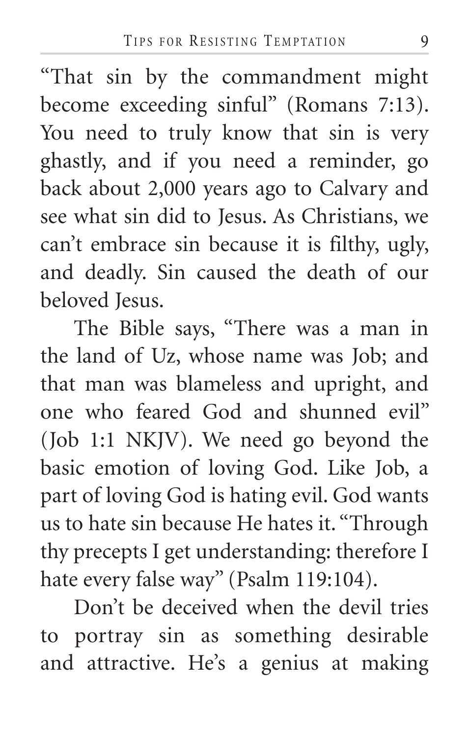"That sin by the commandment might become exceeding sinful" (Romans 7:13). You need to truly know that sin is very ghastly, and if you need a reminder, go back about 2,000 years ago to Calvary and see what sin did to Jesus. As Christians, we can't embrace sin because it is filthy, ugly, and deadly. Sin caused the death of our beloved Jesus.

The Bible says, "There was a man in the land of Uz, whose name was Job; and that man was blameless and upright, and one who feared God and shunned evil" (Job 1:1 NKJV). We need go beyond the basic emotion of loving God. Like Job, a part of loving God is hating evil. God wants us to hate sin because He hates it. "Through thy precepts I get understanding: therefore I hate every false way" (Psalm 119:104).

Don't be deceived when the devil tries to portray sin as something desirable and attractive. He's a genius at making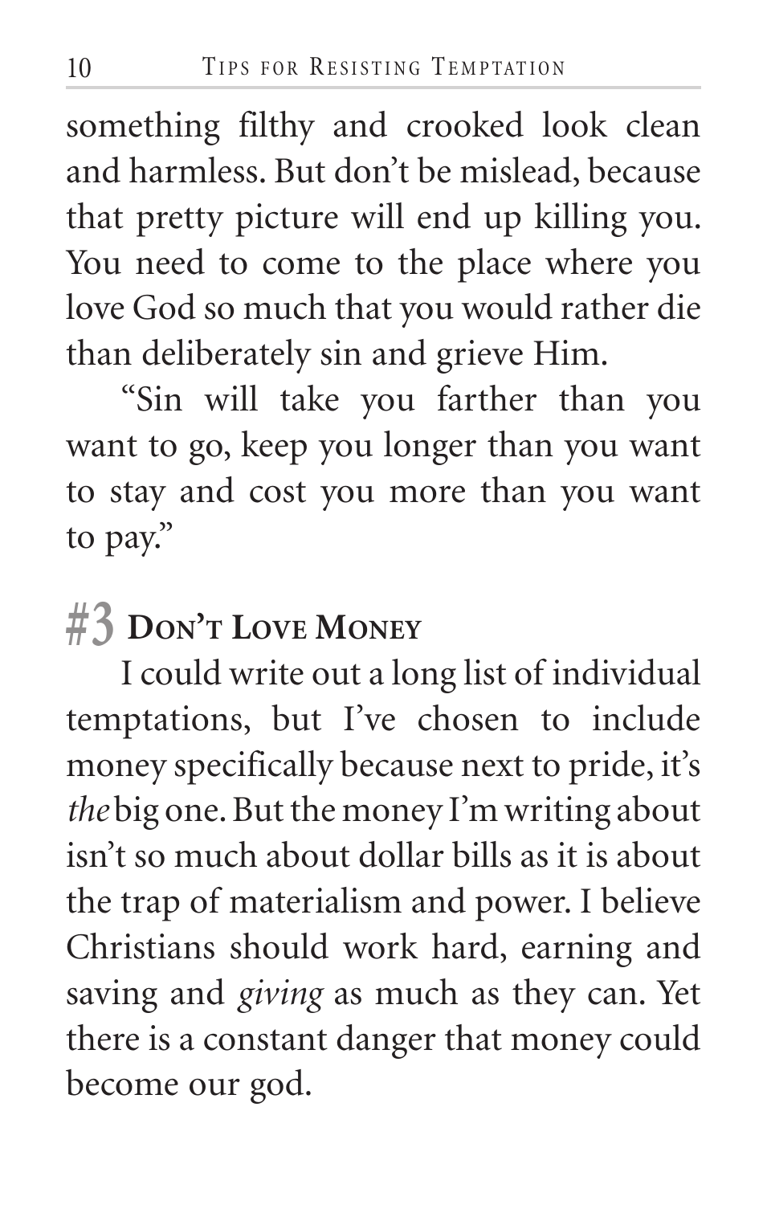something filthy and crooked look clean and harmless. But don't be mislead, because that pretty picture will end up killing you. You need to come to the place where you love God so much that you would rather die than deliberately sin and grieve Him.

"Sin will take you farther than you want to go, keep you longer than you want to stay and cost you more than you want to pay."

## #3 Don't Love Money

I could write out a long list of individual temptations, but I've chosen to include money specifically because next to pride, it's *the* big one. But the money I'm writing about isn't so much about dollar bills as it is about the trap of materialism and power. I believe Christians should work hard, earning and saving and *giving* as much as they can. Yet there is a constant danger that money could become our god.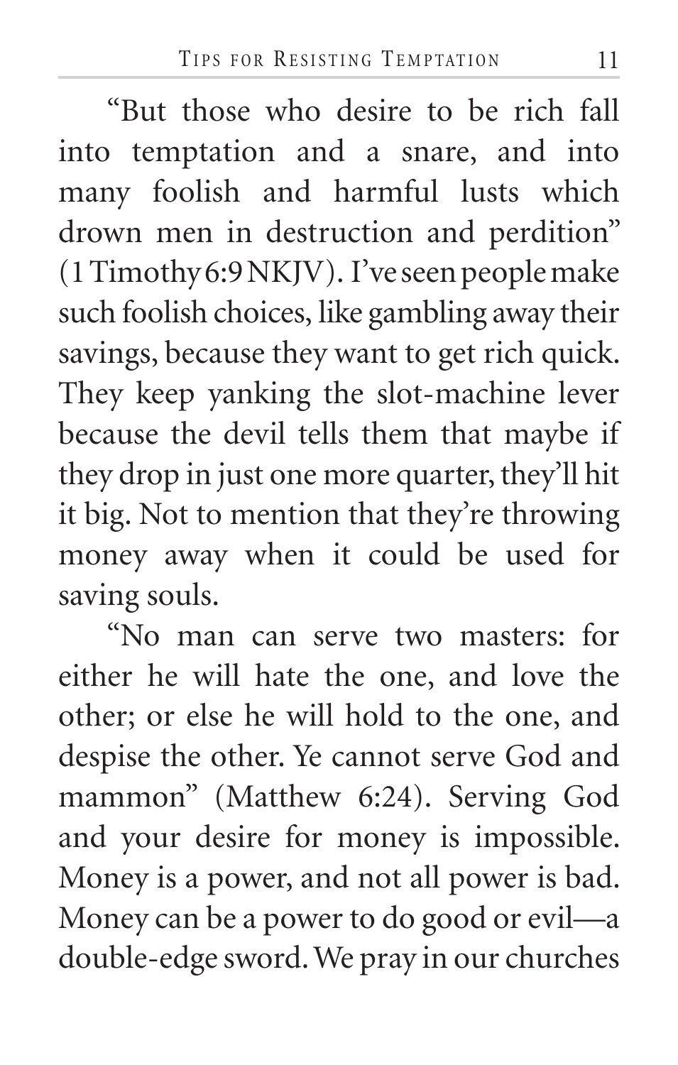"But those who desire to be rich fall into temptation and a snare, and into many foolish and harmful lusts which drown men in destruction and perdition" (1 Timothy 6:9 NKJV). I've seen people make such foolish choices, like gambling away their savings, because they want to get rich quick. They keep yanking the slot-machine lever because the devil tells them that maybe if they drop in just one more quarter, they'll hit it big. Not to mention that they're throwing money away when it could be used for saving souls.

"No man can serve two masters: for either he will hate the one, and love the other; or else he will hold to the one, and despise the other. Ye cannot serve God and mammon" (Matthew 6:24). Serving God and your desire for money is impossible. Money is a power, and not all power is bad. Money can be a power to do good or evil—a double-edge sword. We pray in our churches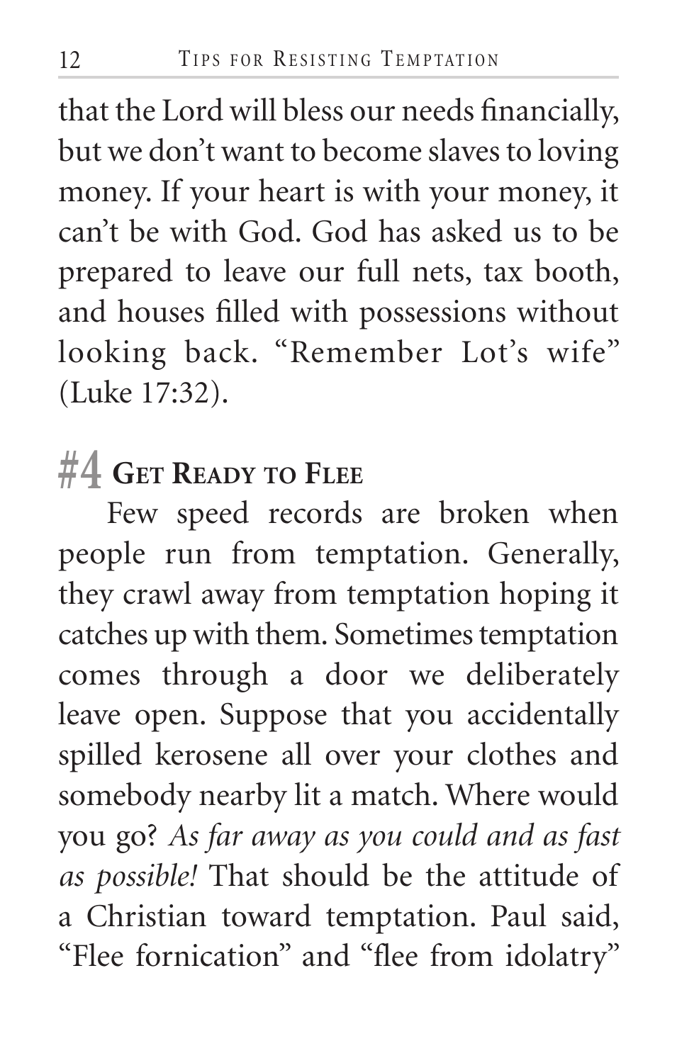that the Lord will bless our needs financially, but we don't want to become slaves to loving money. If your heart is with your money, it can't be with God. God has asked us to be prepared to leave our full nets, tax booth, and houses filled with possessions without looking back. "Remember Lot's wife" (Luke 17:32).

## #4 Get Ready to Flee

Few speed records are broken when people run from temptation. Generally, they crawl away from temptation hoping it catches up with them. Sometimes temptation comes through a door we deliberately leave open. Suppose that you accidentally spilled kerosene all over your clothes and somebody nearby lit a match. Where would you go? *As far away as you could and as fast as possible!* That should be the attitude of a Christian toward temptation. Paul said, "Flee fornication" and "flee from idolatry"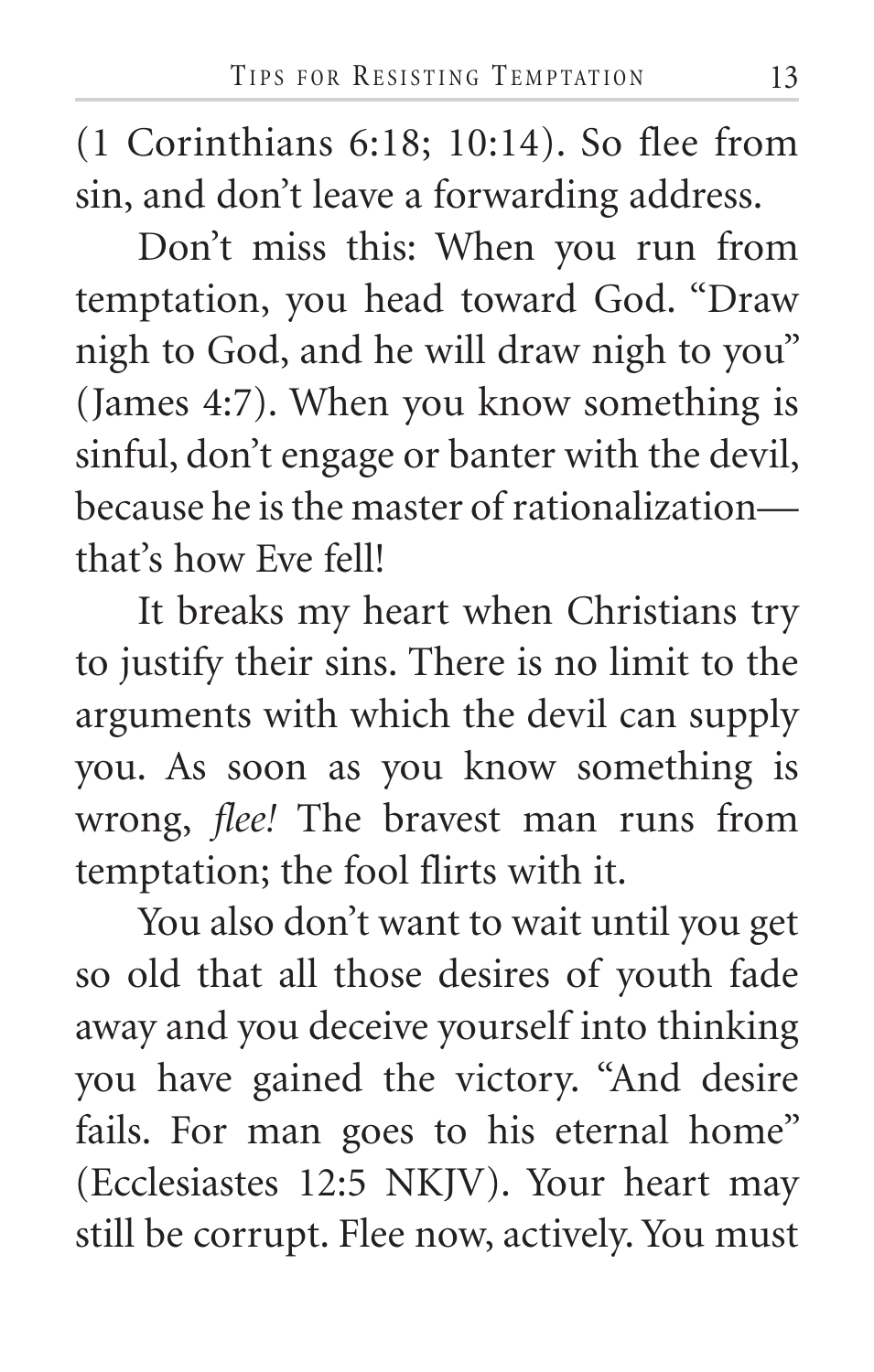(1 Corinthians 6:18; 10:14). So flee from sin, and don't leave a forwarding address.

Don't miss this: When you run from temptation, you head toward God. "Draw nigh to God, and he will draw nigh to you" (James 4:7). When you know something is sinful, don't engage or banter with the devil, because he is the master of rationalization—that's how Eve fell!

It breaks my heart when Christians try to justify their sins. There is no limit to the arguments with which the devil can supply you. As soon as you know something is wrong, *flee!* The bravest man runs from temptation; the fool flirts with it.

You also don't want to wait until you get so old that all those desires of youth fade away and you deceive yourself into thinking you have gained the victory. "And desire fails. For man goes to his eternal home" (Ecclesiastes 12:5 NKJV). Your heart may still be corrupt. Flee now, actively. You must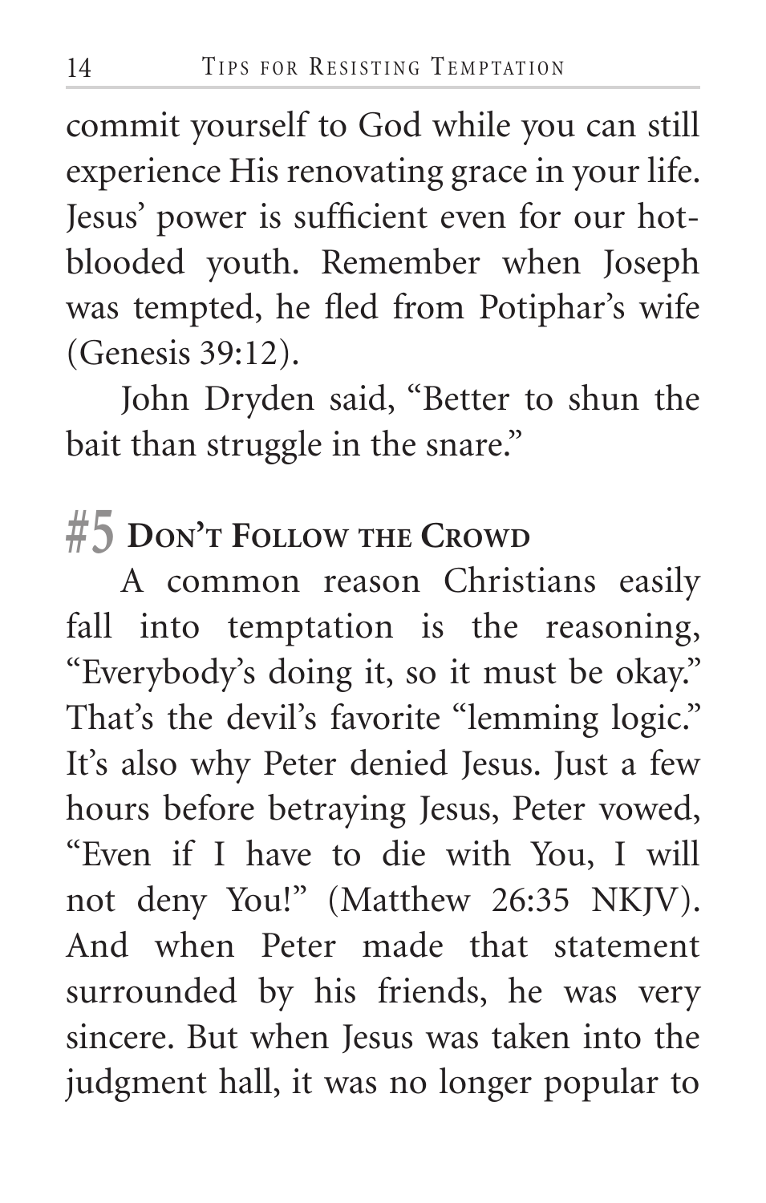commit yourself to God while you can still experience His renovating grace in your life. Jesus' power is sufficient even for our hot-blooded youth. Remember when Joseph was tempted, he fled from Potiphar's wife (Genesis 39:12).

John Dryden said, "Better to shun the bait than struggle in the snare."

## #5 Don't Follow the Crowd

A common reason Christians easily fall into temptation is the reasoning, "Everybody's doing it, so it must be okay." That's the devil's favorite "lemming logic." It's also why Peter denied Jesus. Just a few hours before betraying Jesus, Peter vowed, "Even if I have to die with You, I will not deny You!" (Matthew 26:35 NKJV). And when Peter made that statement surrounded by his friends, he was very sincere. But when Jesus was taken into the judgment hall, it was no longer popular to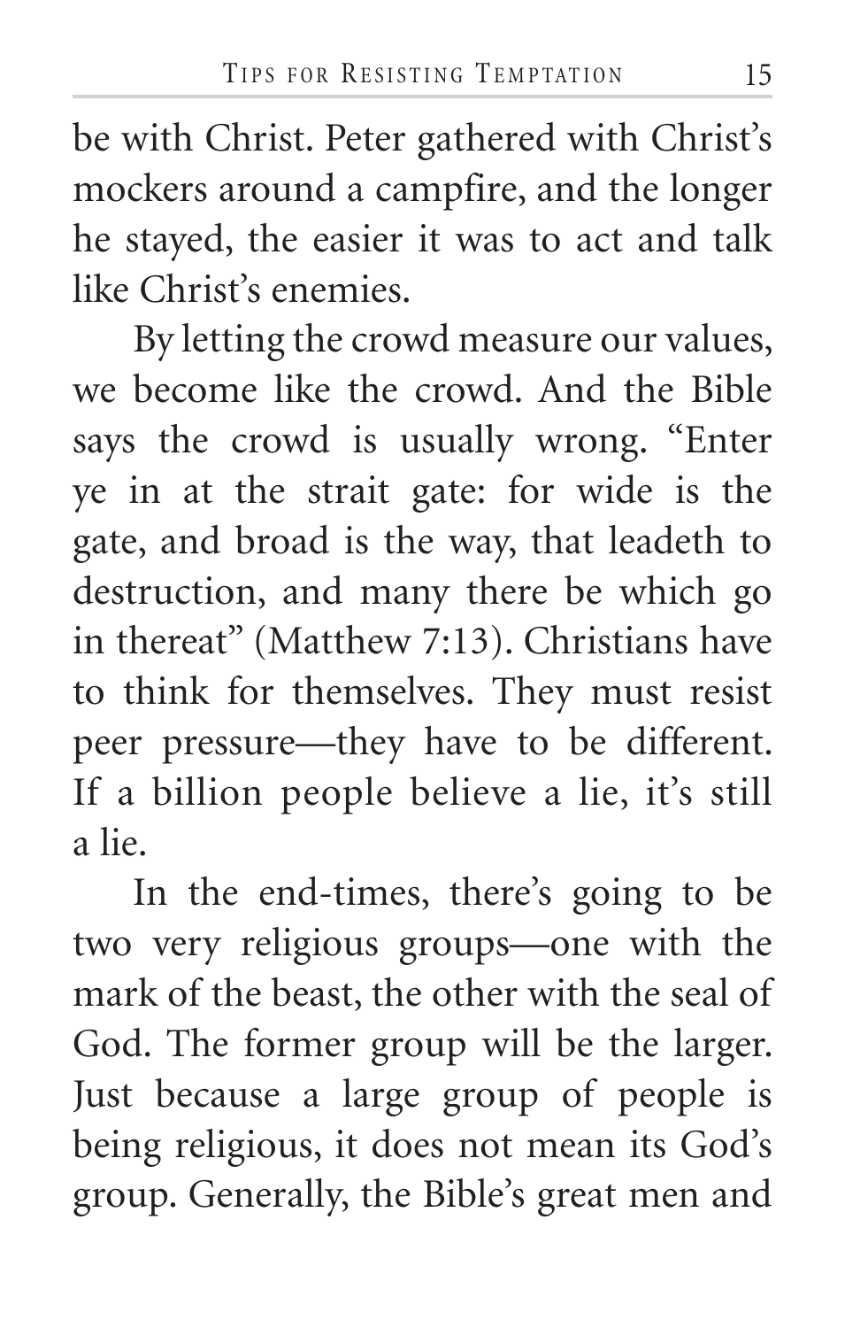be with Christ. Peter gathered with Christ's mockers around a campfire, and the longer he stayed, the easier it was to act and talk like Christ's enemies.

By letting the crowd measure our values, we become like the crowd. And the Bible says the crowd is usually wrong. "Enter ye in at the strait gate: for wide is the gate, and broad is the way, that leadeth to destruction, and many there be which go in thereat" (Matthew 7:13). Christians have to think for themselves. They must resist peer pressure—they have to be different. If a billion people believe a lie, it's still a lie.

In the end-times, there's going to be two very religious groups—one with the mark of the beast, the other with the seal of God. The former group will be the larger. Just because a large group of people is being religious, it does not mean its God's group. Generally, the Bible's great men and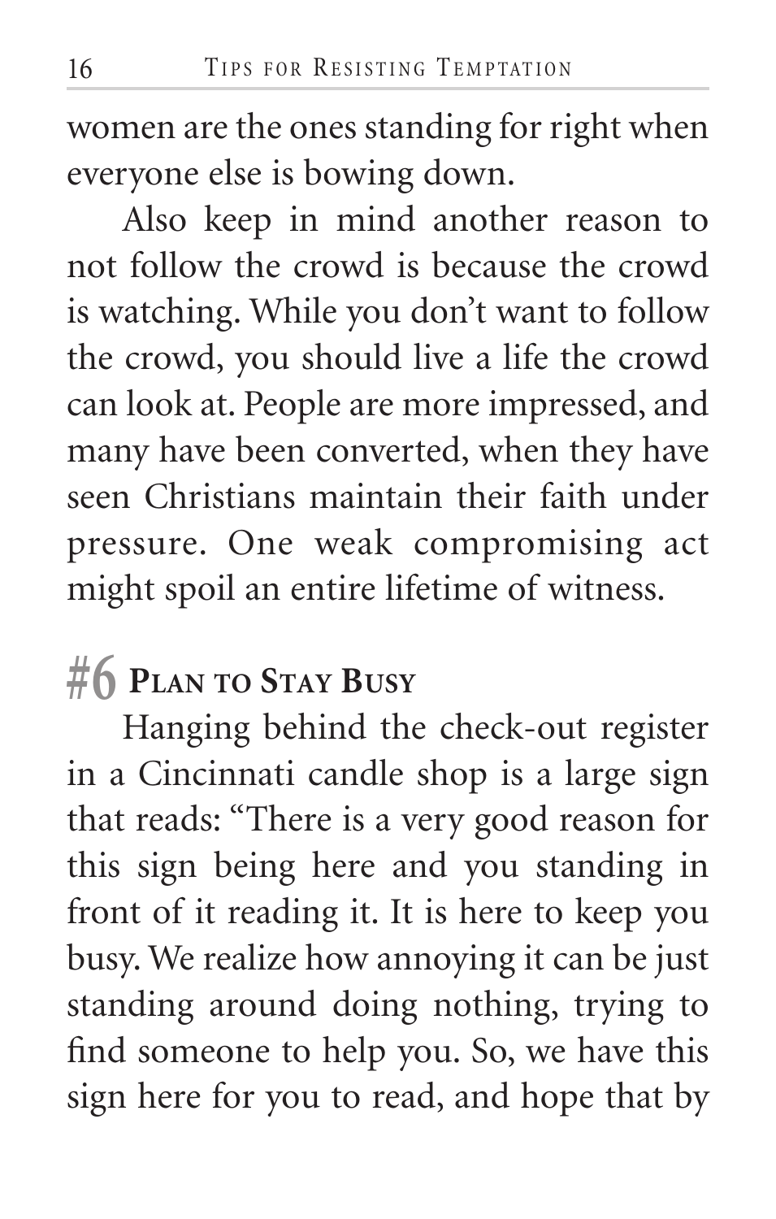women are the ones standing for right when everyone else is bowing down.

Also keep in mind another reason to not follow the crowd is because the crowd is watching. While you don't want to follow the crowd, you should live a life the crowd can look at. People are more impressed, and many have been converted, when they have seen Christians maintain their faith under pressure. One weak compromising act might spoil an entire lifetime of witness.

## #6 Plan to Stay Busy

Hanging behind the check-out register in a Cincinnati candle shop is a large sign that reads: "There is a very good reason for this sign being here and you standing in front of it reading it. It is here to keep you busy. We realize how annoying it can be just standing around doing nothing, trying to find someone to help you. So, we have this sign here for you to read, and hope that by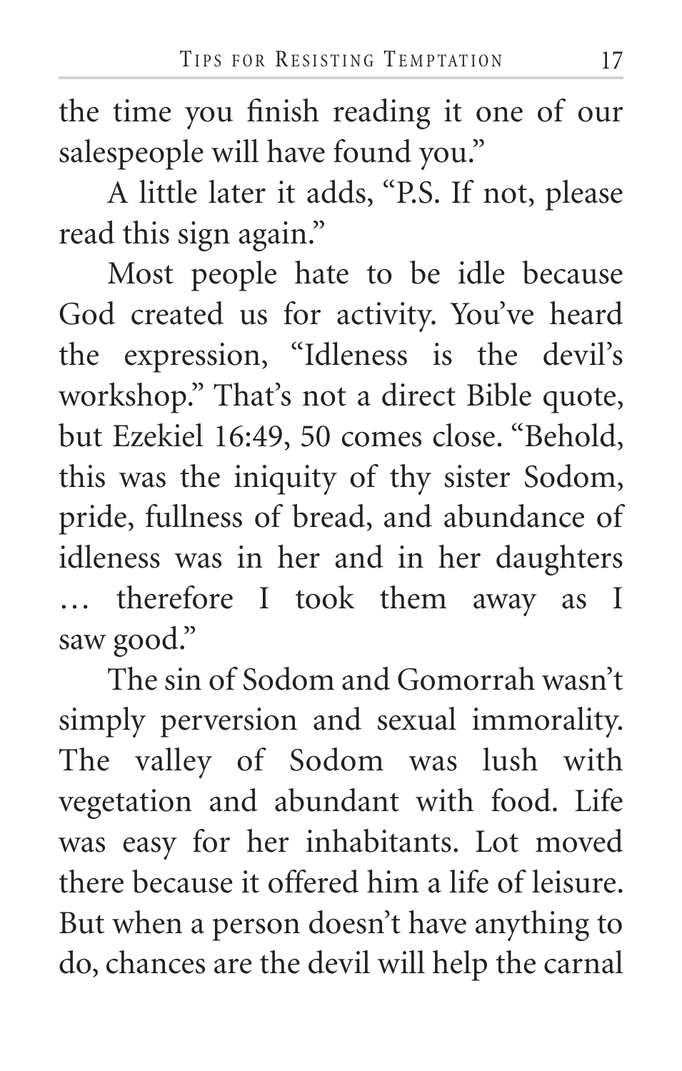the time you finish reading it one of our salespeople will have found you."

A little later it adds, "P.S. If not, please read this sign again."

Most people hate to be idle because God created us for activity. You've heard the expression, "Idleness is the devil's workshop." That's not a direct Bible quote, but Ezekiel 16:49, 50 comes close. "Behold, this was the iniquity of thy sister Sodom, pride, fullness of bread, and abundance of idleness was in her and in her daughters … therefore I took them away as I saw good."

The sin of Sodom and Gomorrah wasn't simply perversion and sexual immorality. The valley of Sodom was lush with vegetation and abundant with food. Life was easy for her inhabitants. Lot moved there because it offered him a life of leisure. But when a person doesn't have anything to do, chances are the devil will help the carnal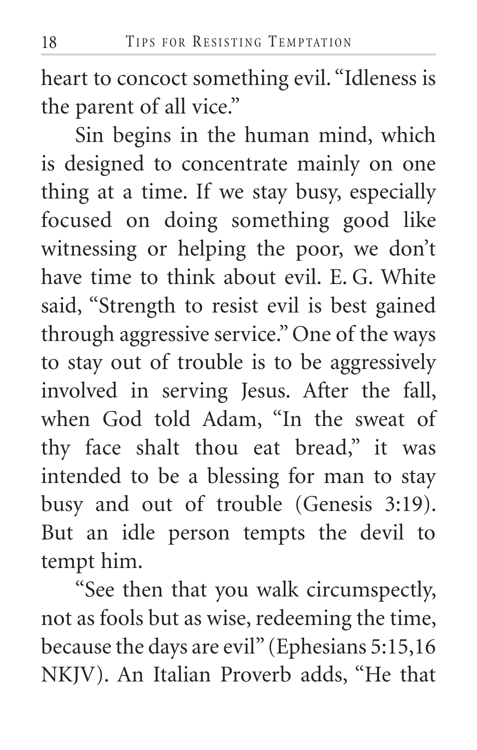heart to concoct something evil. "Idleness is the parent of all vice."

Sin begins in the human mind, which is designed to concentrate mainly on one thing at a time. If we stay busy, especially focused on doing something good like witnessing or helping the poor, we don't have time to think about evil. E. G. White said, "Strength to resist evil is best gained through aggressive service." One of the ways to stay out of trouble is to be aggressively involved in serving Jesus. After the fall, when God told Adam, "In the sweat of thy face shalt thou eat bread," it was intended to be a blessing for man to stay busy and out of trouble (Genesis 3:19). But an idle person tempts the devil to tempt him.

"See then that you walk circumspectly, not as fools but as wise, redeeming the time, because the days are evil" (Ephesians 5:15,16 NKJV). An Italian Proverb adds, "He that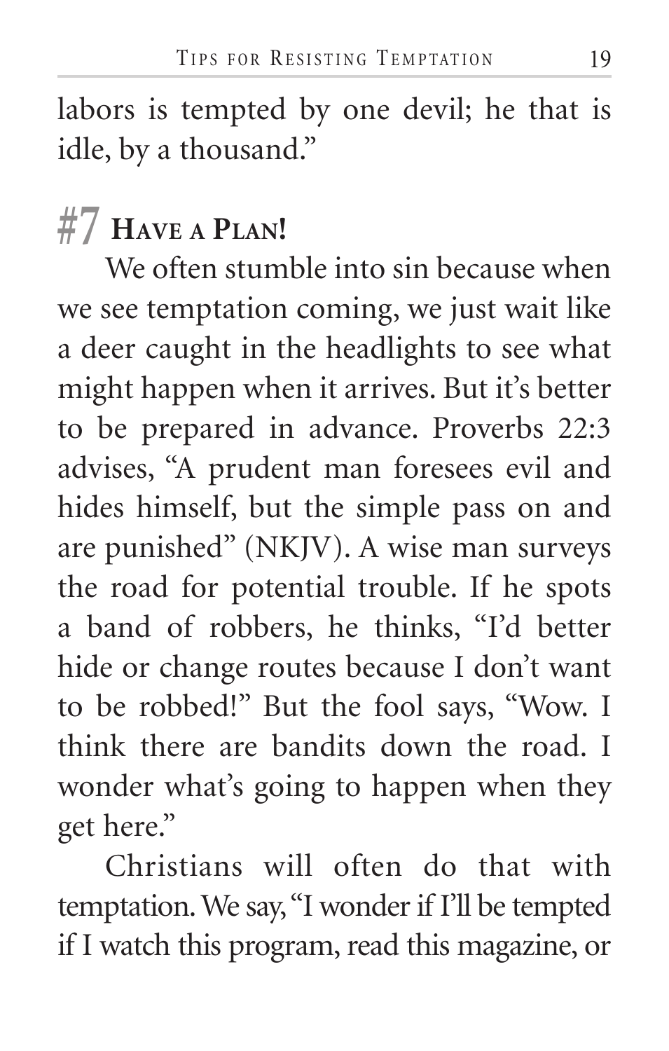labors is tempted by one devil; he that is idle, by a thousand."

## #7 Have a Plan!

We often stumble into sin because when we see temptation coming, we just wait like a deer caught in the headlights to see what might happen when it arrives. But it's better to be prepared in advance. Proverbs 22:3 advises, "A prudent man foresees evil and hides himself, but the simple pass on and are punished" (NKJV). A wise man surveys the road for potential trouble. If he spots a band of robbers, he thinks, "I'd better hide or change routes because I don't want to be robbed!" But the fool says, "Wow. I think there are bandits down the road. I wonder what's going to happen when they get here."

Christians will often do that with temptation. We say, "I wonder if I'll be tempted if I watch this program, read this magazine, or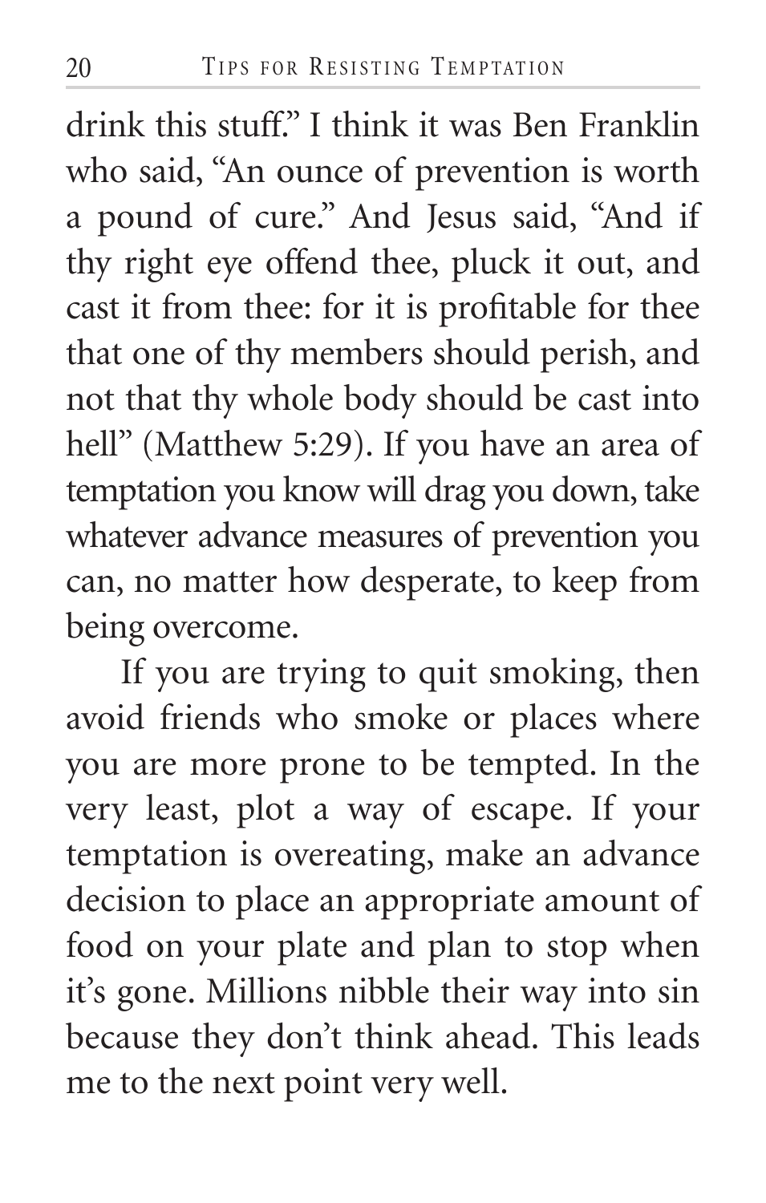drink this stuff." I think it was Ben Franklin who said, "An ounce of prevention is worth a pound of cure." And Jesus said, "And if thy right eye offend thee, pluck it out, and cast it from thee: for it is profitable for thee that one of thy members should perish, and not that thy whole body should be cast into hell" (Matthew 5:29). If you have an area of temptation you know will drag you down, take whatever advance measures of prevention you can, no matter how desperate, to keep from being overcome.

If you are trying to quit smoking, then avoid friends who smoke or places where you are more prone to be tempted. In the very least, plot a way of escape. If your temptation is overeating, make an advance decision to place an appropriate amount of food on your plate and plan to stop when it's gone. Millions nibble their way into sin because they don't think ahead. This leads me to the next point very well.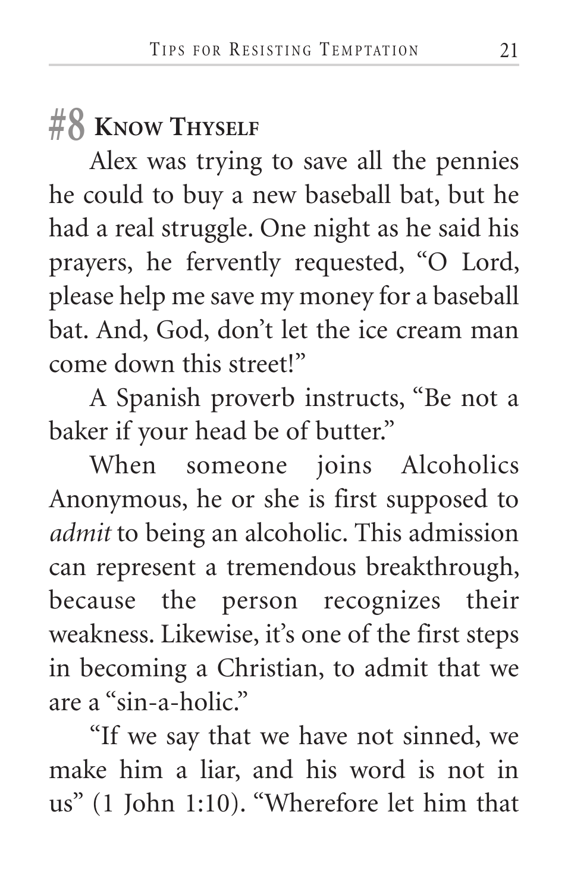## #8 Know Thyself

Alex was trying to save all the pennies he could to buy a new baseball bat, but he had a real struggle. One night as he said his prayers, he fervently requested, "O Lord, please help me save my money for a baseball bat. And, God, don't let the ice cream man come down this street!"

A Spanish proverb instructs, "Be not a baker if your head be of butter."

When someone joins Alcoholics Anonymous, he or she is first supposed to *admit* to being an alcoholic. This admission can represent a tremendous breakthrough, because the person recognizes their weakness. Likewise, it's one of the first steps in becoming a Christian, to admit that we are a "sin-a-holic."

"If we say that we have not sinned, we make him a liar, and his word is not in us" (1 John 1:10). "Wherefore let him that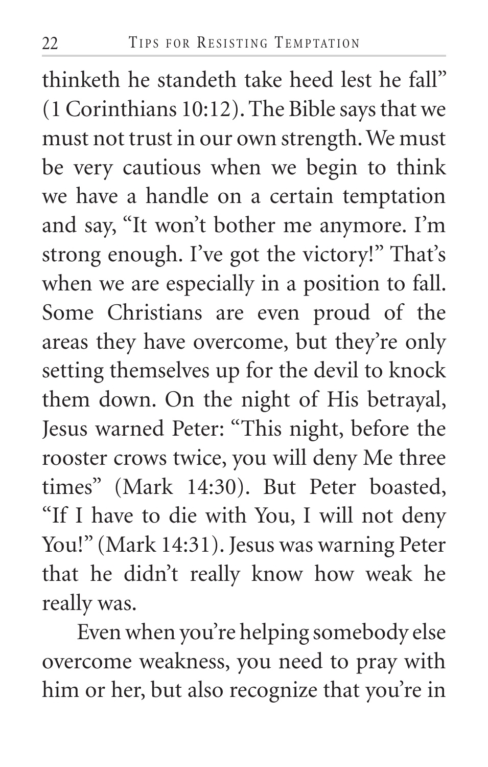thinketh he standeth take heed lest he fall" (1 Corinthians 10:12). The Bible says that we must not trust in our own strength. We must be very cautious when we begin to think we have a handle on a certain temptation and say, "It won't bother me anymore. I'm strong enough. I've got the victory!" That's when we are especially in a position to fall. Some Christians are even proud of the areas they have overcome, but they're only setting themselves up for the devil to knock them down. On the night of His betrayal, Jesus warned Peter: "This night, before the rooster crows twice, you will deny Me three times" (Mark 14:30). But Peter boasted, "If I have to die with You, I will not deny You!" (Mark 14:31). Jesus was warning Peter that he didn't really know how weak he really was.

Even when you're helping somebody else overcome weakness, you need to pray with him or her, but also recognize that you're in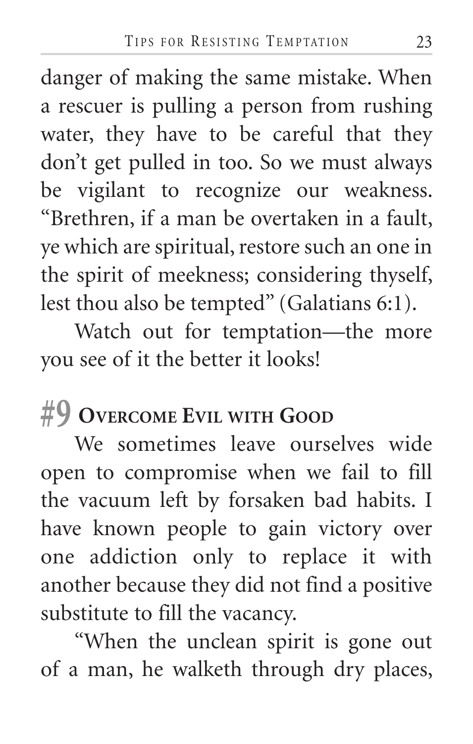danger of making the same mistake. When a rescuer is pulling a person from rushing water, they have to be careful that they don't get pulled in too. So we must always be vigilant to recognize our weakness. "Brethren, if a man be overtaken in a fault, ye which are spiritual, restore such an one in the spirit of meekness; considering thyself, lest thou also be tempted" (Galatians 6:1).

Watch out for temptation—the more you see of it the better it looks!

## #9 Overcome Evil with Good

We sometimes leave ourselves wide open to compromise when we fail to fill the vacuum left by forsaken bad habits. I have known people to gain victory over one addiction only to replace it with another because they did not find a positive substitute to fill the vacancy.

"When the unclean spirit is gone out of a man, he walketh through dry places,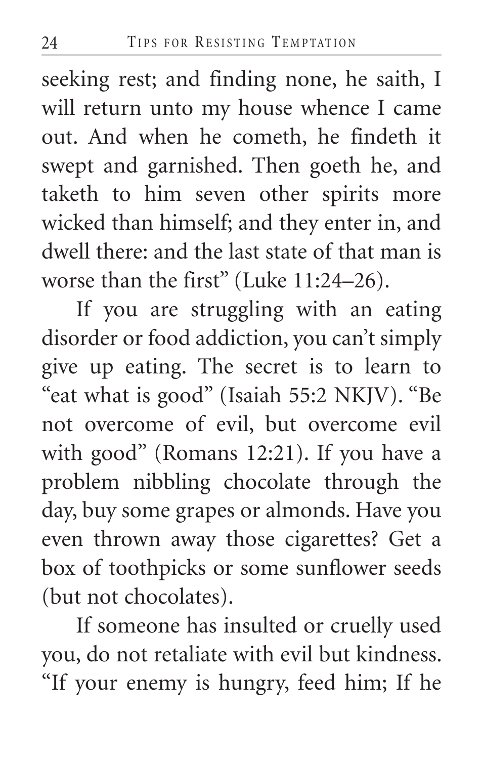seeking rest; and finding none, he saith, I will return unto my house whence I came out. And when he cometh, he findeth it swept and garnished. Then goeth he, and taketh to him seven other spirits more wicked than himself; and they enter in, and dwell there: and the last state of that man is worse than the first" (Luke 11:24–26).

If you are struggling with an eating disorder or food addiction, you can't simply give up eating. The secret is to learn to "eat what is good" (Isaiah 55:2 NKJV). "Be not overcome of evil, but overcome evil with good" (Romans 12:21). If you have a problem nibbling chocolate through the day, buy some grapes or almonds. Have you even thrown away those cigarettes? Get a box of toothpicks or some sunflower seeds (but not chocolates).

If someone has insulted or cruelly used you, do not retaliate with evil but kindness. "If your enemy is hungry, feed him; If he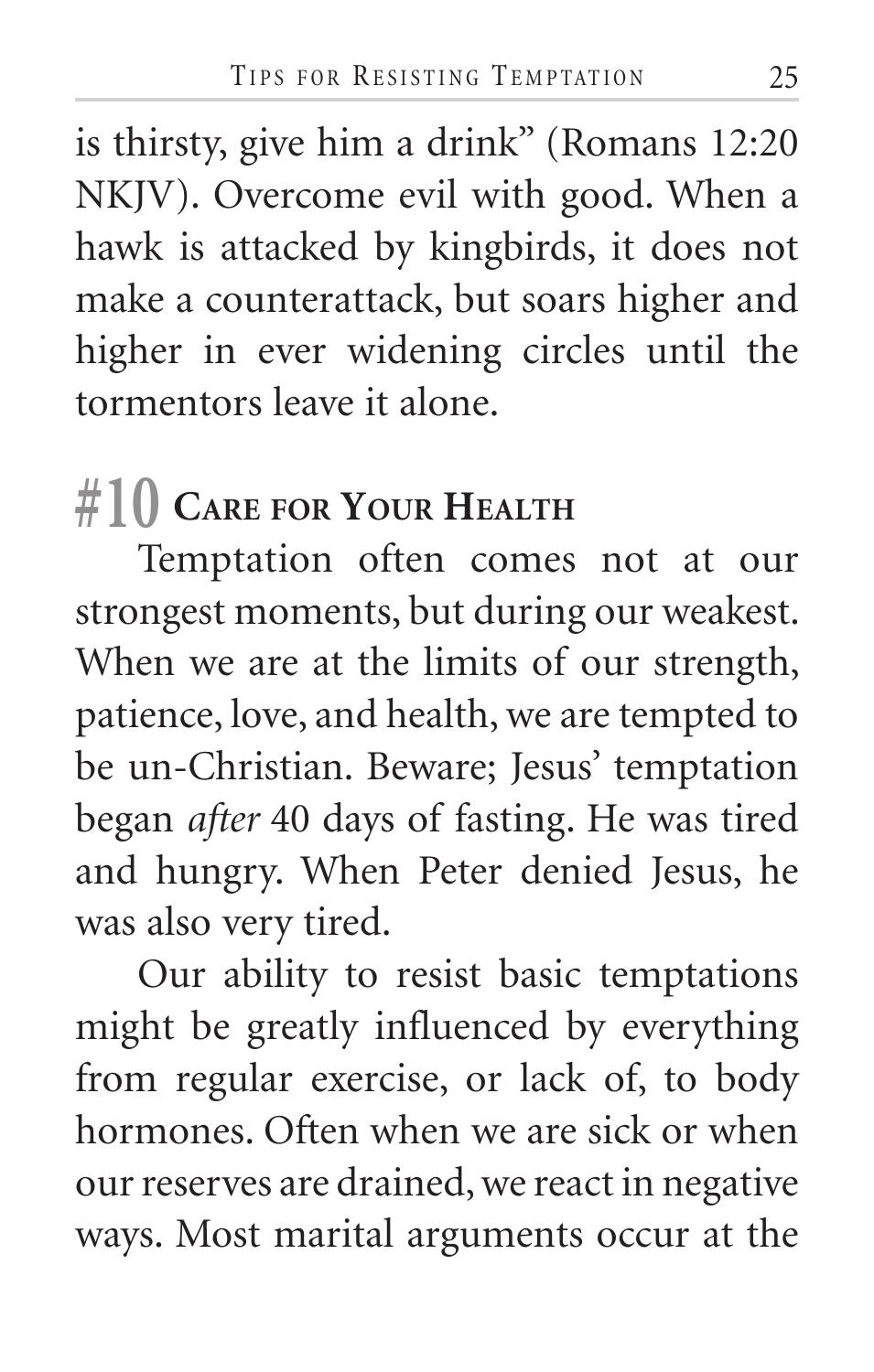is thirsty, give him a drink" (Romans 12:20 NKJV). Overcome evil with good. When a hawk is attacked by kingbirds, it does not make a counterattack, but soars higher and higher in ever widening circles until the tormentors leave it alone.

## #10 Care for Your Health

Temptation often comes not at our strongest moments, but during our weakest. When we are at the limits of our strength, patience, love, and health, we are tempted to be un-Christian. Beware; Jesus' temptation began *after* 40 days of fasting. He was tired and hungry. When Peter denied Jesus, he was also very tired.

Our ability to resist basic temptations might be greatly influenced by everything from regular exercise, or lack of, to body hormones. Often when we are sick or when our reserves are drained, we react in negative ways. Most marital arguments occur at the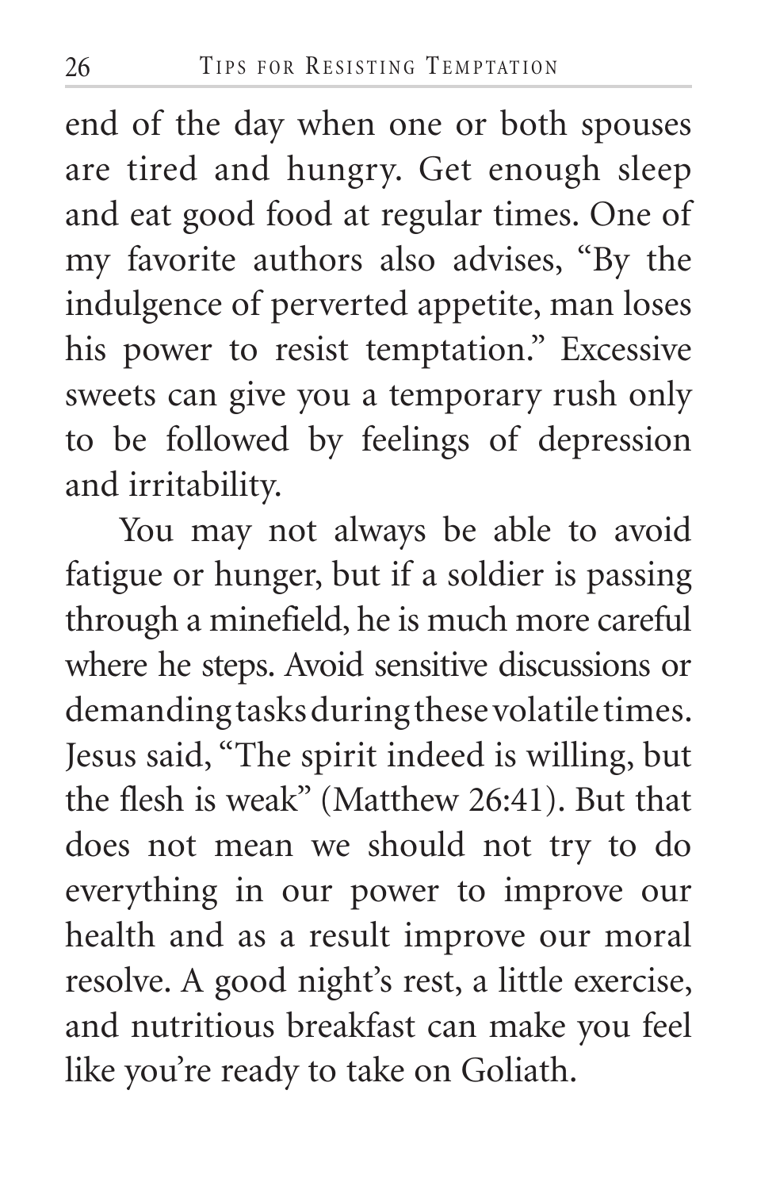end of the day when one or both spouses are tired and hungry. Get enough sleep and eat good food at regular times. One of my favorite authors also advises, "By the indulgence of perverted appetite, man loses his power to resist temptation." Excessive sweets can give you a temporary rush only to be followed by feelings of depression and irritability.

You may not always be able to avoid fatigue or hunger, but if a soldier is passing through a minefield, he is much more careful where he steps. Avoid sensitive discussions or demanding tasks during these volatile times. Jesus said, "The spirit indeed is willing, but the flesh is weak" (Matthew 26:41). But that does not mean we should not try to do everything in our power to improve our health and as a result improve our moral resolve. A good night's rest, a little exercise, and nutritious breakfast can make you feel like you're ready to take on Goliath.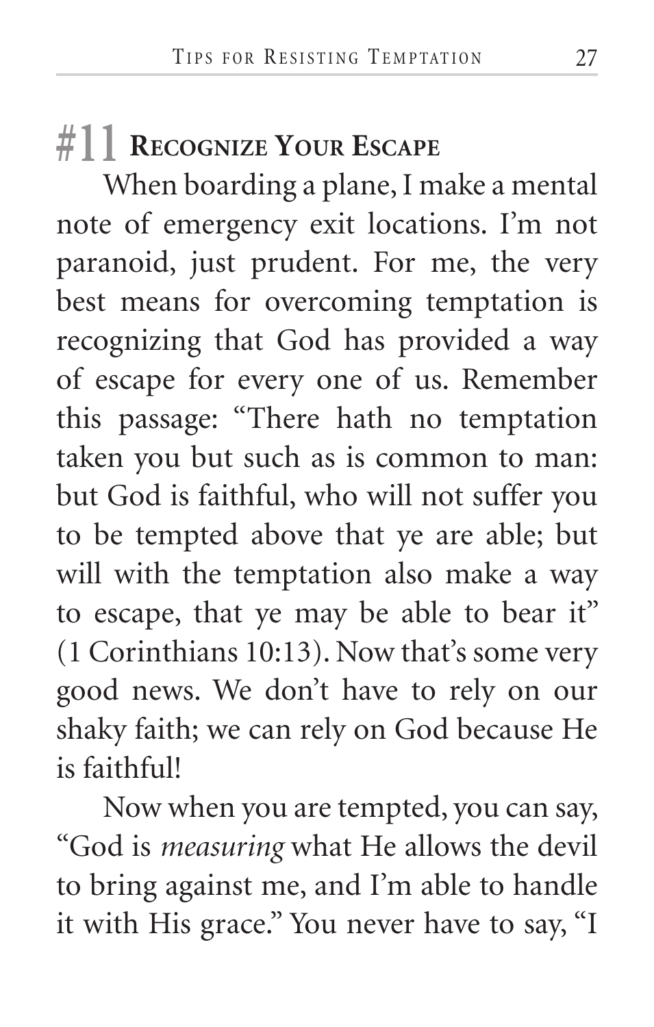## #11 Recognize Your Escape

When boarding a plane, I make a mental note of emergency exit locations. I'm not paranoid, just prudent. For me, the very best means for overcoming temptation is recognizing that God has provided a way of escape for every one of us. Remember this passage: "There hath no temptation taken you but such as is common to man: but God is faithful, who will not suffer you to be tempted above that ye are able; but will with the temptation also make a way to escape, that ye may be able to bear it" (1 Corinthians 10:13). Now that's some very good news. We don't have to rely on our shaky faith; we can rely on God because He is faithful!

Now when you are tempted, you can say, "God is *measuring* what He allows the devil to bring against me, and I'm able to handle it with His grace." You never have to say, "I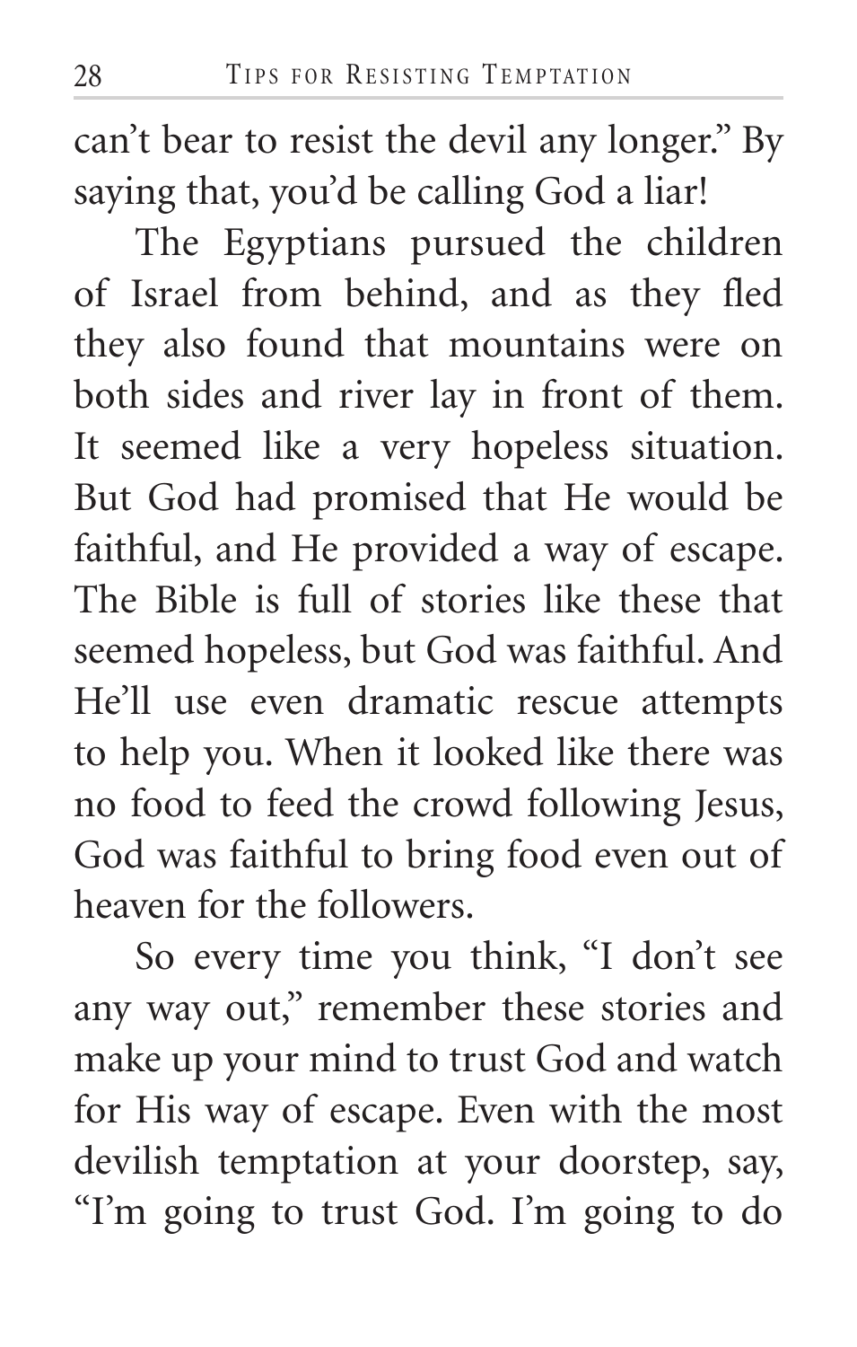can't bear to resist the devil any longer." By saying that, you'd be calling God a liar!

The Egyptians pursued the children of Israel from behind, and as they fled they also found that mountains were on both sides and river lay in front of them. It seemed like a very hopeless situation. But God had promised that He would be faithful, and He provided a way of escape. The Bible is full of stories like these that seemed hopeless, but God was faithful. And He'll use even dramatic rescue attempts to help you. When it looked like there was no food to feed the crowd following Jesus, God was faithful to bring food even out of heaven for the followers.

So every time you think, "I don't see any way out," remember these stories and make up your mind to trust God and watch for His way of escape. Even with the most devilish temptation at your doorstep, say, "I'm going to trust God. I'm going to do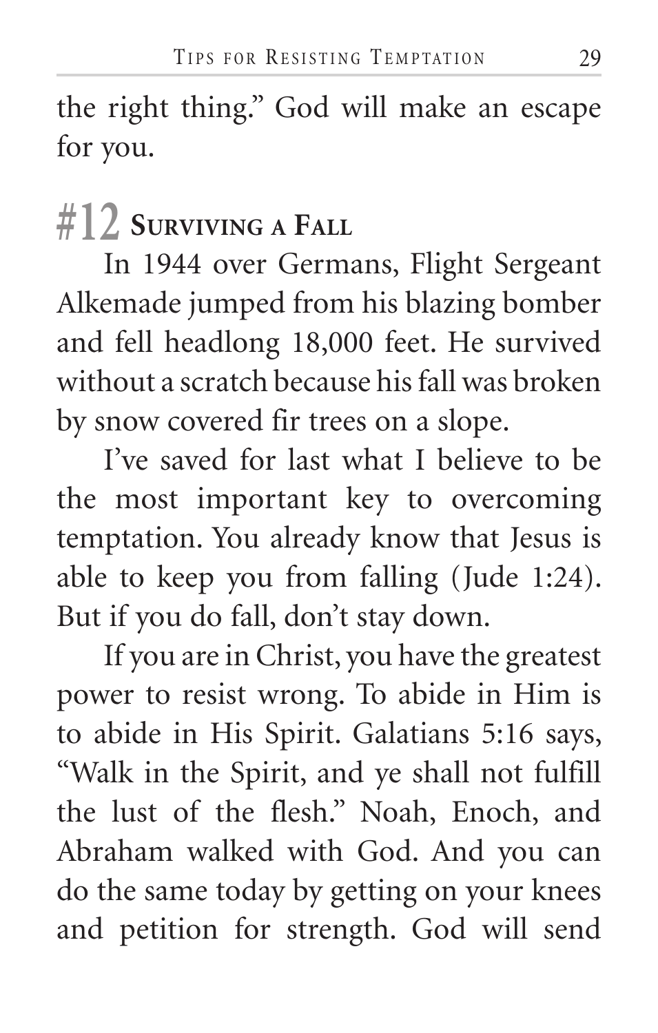the right thing." God will make an escape for you.

## #12 Surviving a Fall

In 1944 over Germans, Flight Sergeant Alkemade jumped from his blazing bomber and fell headlong 18,000 feet. He survived without a scratch because his fall was broken by snow covered fir trees on a slope.

I've saved for last what I believe to be the most important key to overcoming temptation. You already know that Jesus is able to keep you from falling (Jude 1:24). But if you do fall, don't stay down.

If you are in Christ, you have the greatest power to resist wrong. To abide in Him is to abide in His Spirit. Galatians 5:16 says, "Walk in the Spirit, and ye shall not fulfill the lust of the flesh." Noah, Enoch, and Abraham walked with God. And you can do the same today by getting on your knees and petition for strength. God will send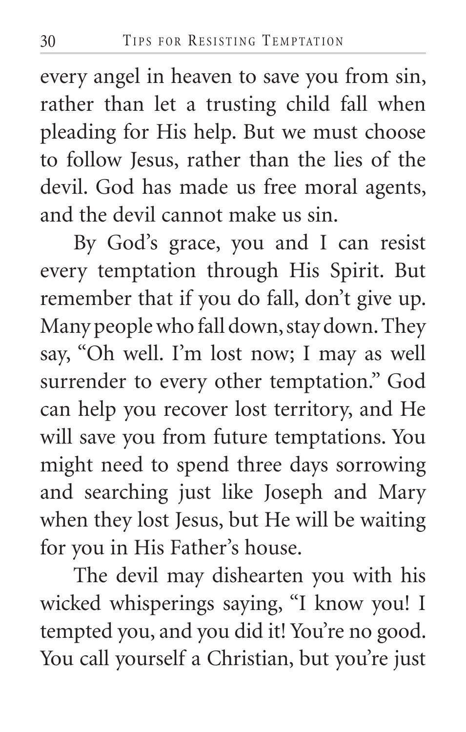every angel in heaven to save you from sin, rather than let a trusting child fall when pleading for His help. But we must choose to follow Jesus, rather than the lies of the devil. God has made us free moral agents, and the devil cannot make us sin.

By God's grace, you and I can resist every temptation through His Spirit. But remember that if you do fall, don't give up. Many people who fall down, stay down. They say, "Oh well. I'm lost now; I may as well surrender to every other temptation." God can help you recover lost territory, and He will save you from future temptations. You might need to spend three days sorrowing and searching just like Joseph and Mary when they lost Jesus, but He will be waiting for you in His Father's house.

The devil may dishearten you with his wicked whisperings saying, "I know you! I tempted you, and you did it! You're no good. You call yourself a Christian, but you're just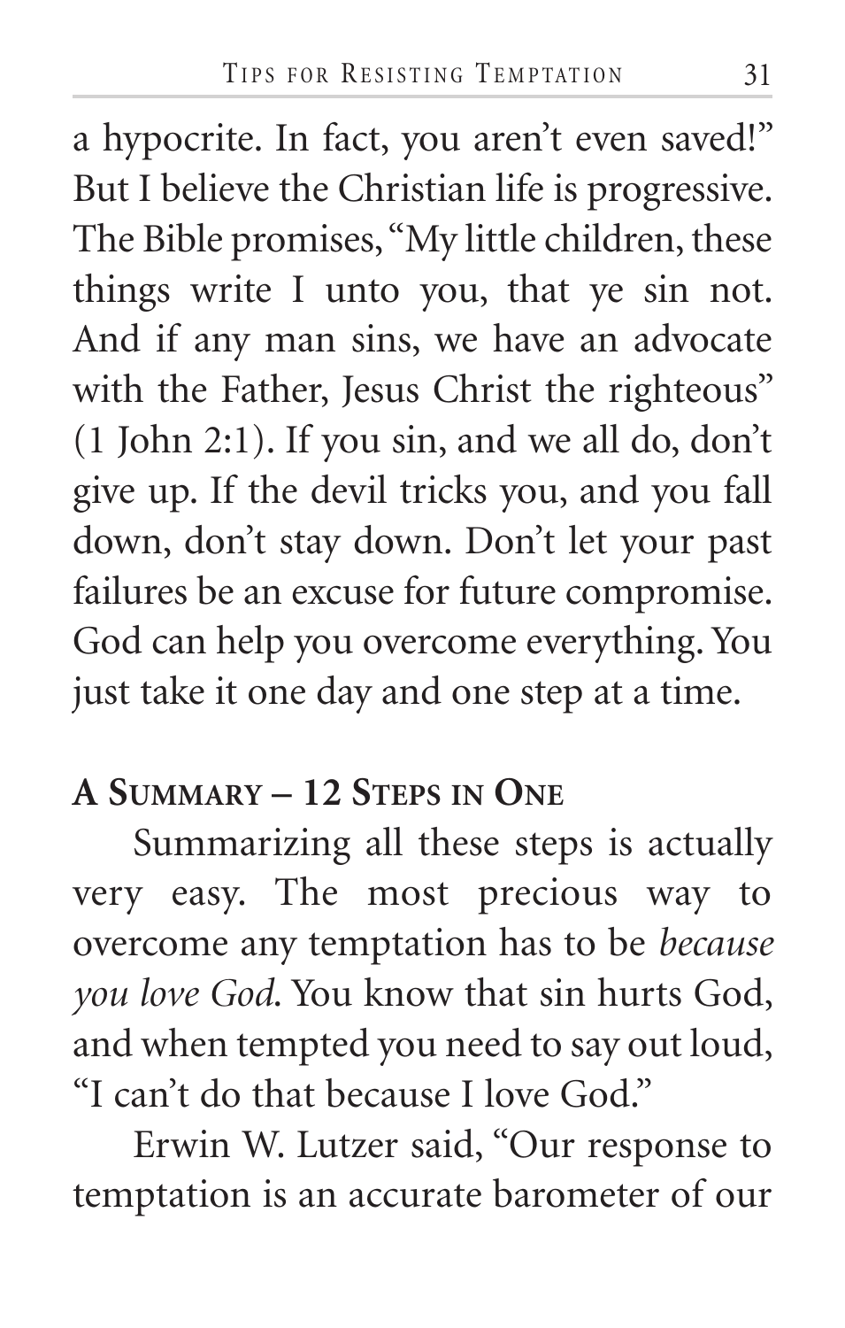a hypocrite. In fact, you aren't even saved!" But I believe the Christian life is progressive. The Bible promises, "My little children, these things write I unto you, that ye sin not. And if any man sins, we have an advocate with the Father, Jesus Christ the righteous" (1 John 2:1). If you sin, and we all do, don't give up. If the devil tricks you, and you fall down, don't stay down. Don't let your past failures be an excuse for future compromise. God can help you overcome everything. You just take it one day and one step at a time.

## A Summary – 12 Steps in One

Summarizing all these steps is actually very easy. The most precious way to overcome any temptation has to be *because you love God*. You know that sin hurts God, and when tempted you need to say out loud, "I can't do that because I love God."

Erwin W. Lutzer said, "Our response to temptation is an accurate barometer of our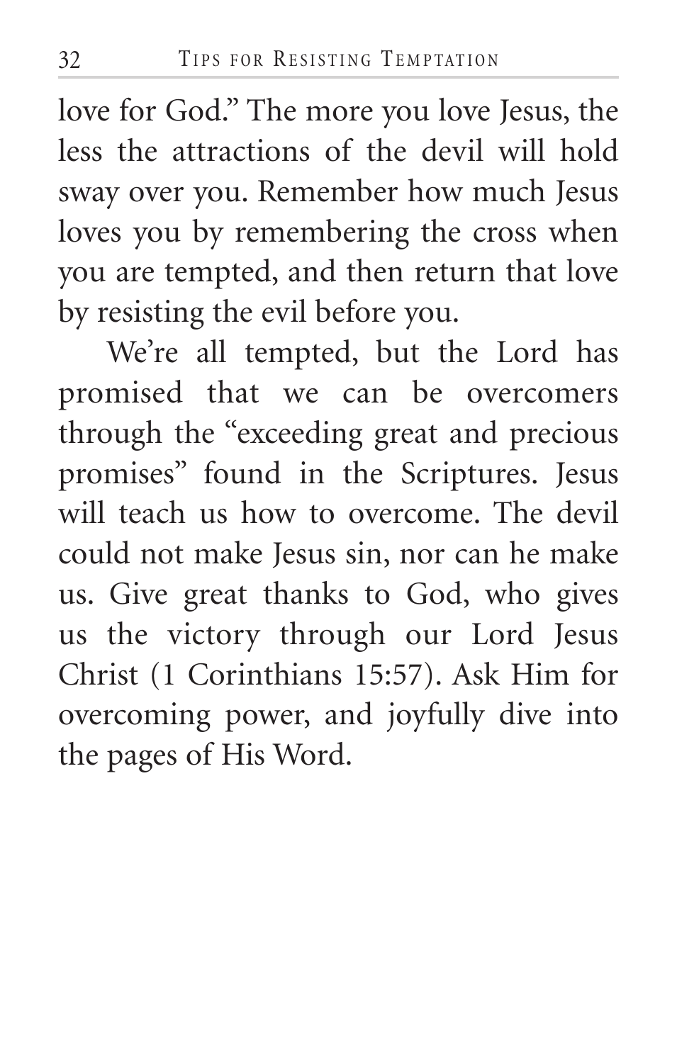love for God." The more you love Jesus, the less the attractions of the devil will hold sway over you. Remember how much Jesus loves you by remembering the cross when you are tempted, and then return that love by resisting the evil before you.

We're all tempted, but the Lord has promised that we can be overcomers through the "exceeding great and precious promises" found in the Scriptures. Jesus will teach us how to overcome. The devil could not make Jesus sin, nor can he make us. Give great thanks to God, who gives us the victory through our Lord Jesus Christ (1 Corinthians 15:57). Ask Him for overcoming power, and joyfully dive into the pages of His Word.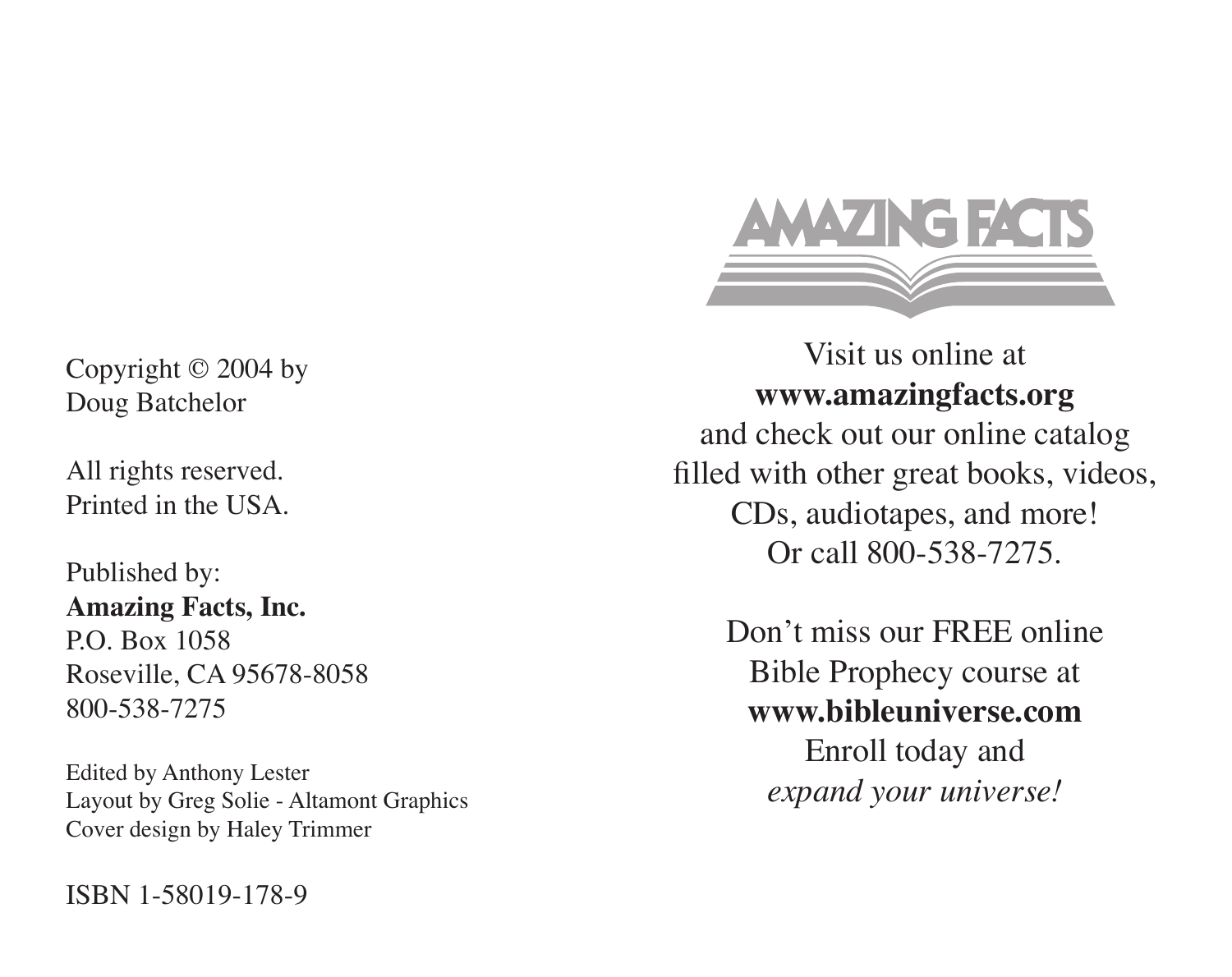Copyright © 2004 by
Doug Batchelor

All rights reserved.
Printed in the USA.

Published by:
**Amazing Facts, Inc.**
P.O. Box 1058
Roseville, CA 95678-8058
800-538-7275

Edited by Anthony Lester
Layout by Greg Solie - Altamont Graphics
Cover design by Haley Trimmer

ISBN 1-58019-178-9

AMAZING FACTS

Visit us online at
**www.amazingfacts.org**
and check out our online catalog
filled with other great books, videos,
CDs, audiotapes, and more!
Or call 800-538-7275.

Don't miss our FREE online
Bible Prophecy course at
**www.bibleuniverse.com**
Enroll today and
*expand your universe!*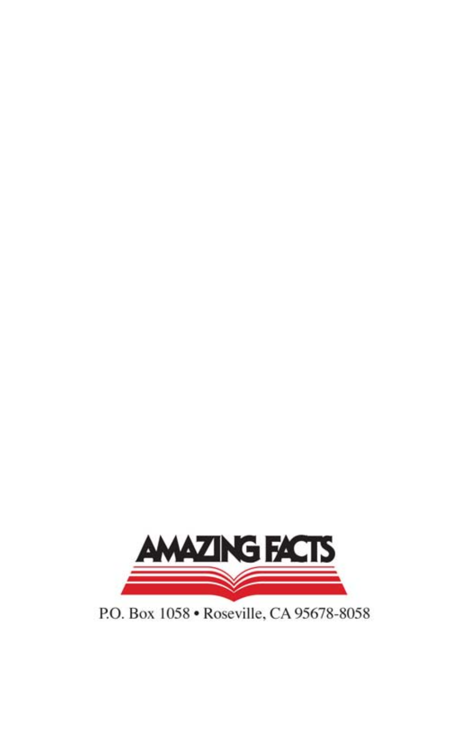AMAZING FACTS

P.O. Box 1058 • Roseville, CA 95678-8058